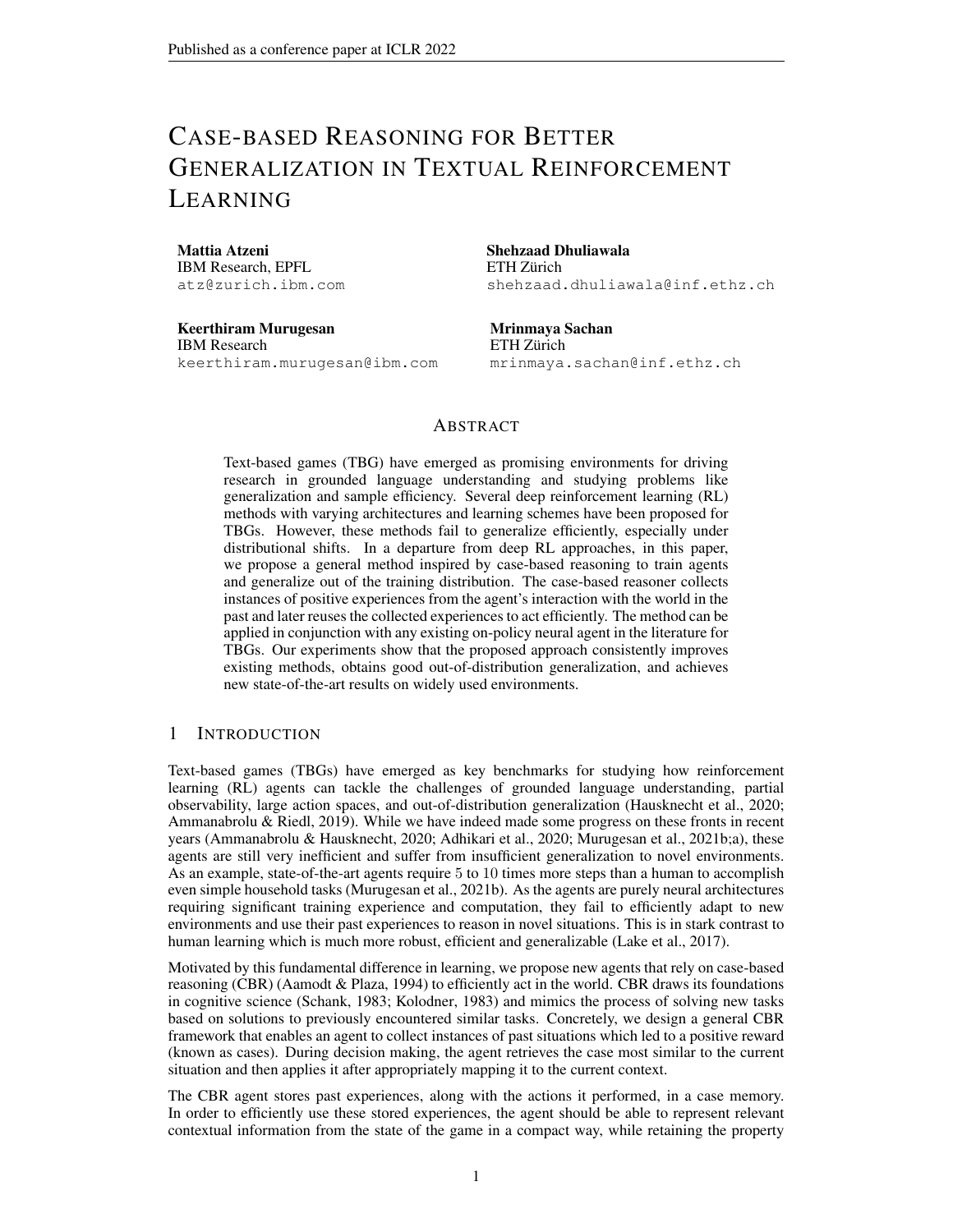# Case-based Reasoning for Better Generalization in Textual Reinforcement Learning

**Mattia Atzeni**
IBM Research, EPFL
atz@zurich.ibm.com

**Shehzaad Dhuliawala**
ETH Zürich
shehzaad.dhuliawala@inf.ethz.ch

**Keerthiram Murugesan**
IBM Research
keerthiram.murugesan@ibm.com

**Mrinmaya Sachan**
ETH Zürich
mrinmaya.sachan@inf.ethz.ch

## Abstract

Text-based games (TBG) have emerged as promising environments for driving research in grounded language understanding and studying problems like generalization and sample efficiency. Several deep reinforcement learning (RL) methods with varying architectures and learning schemes have been proposed for TBGs. However, these methods fail to generalize efficiently, especially under distributional shifts. In a departure from deep RL approaches, in this paper, we propose a general method inspired by case-based reasoning to train agents and generalize out of the training distribution. The case-based reasoner collects instances of positive experiences from the agent's interaction with the world in the past and later reuses the collected experiences to act efficiently. The method can be applied in conjunction with any existing on-policy neural agent in the literature for TBGs. Our experiments show that the proposed approach consistently improves existing methods, obtains good out-of-distribution generalization, and achieves new state-of-the-art results on widely used environments.

## 1 Introduction

Text-based games (TBGs) have emerged as key benchmarks for studying how reinforcement learning (RL) agents can tackle the challenges of grounded language understanding, partial observability, large action spaces, and out-of-distribution generalization (Hausknecht et al., 2020; Ammanabrolu & Riedl, 2019). While we have indeed made some progress on these fronts in recent years (Ammanabrolu & Hausknecht, 2020; Adhikari et al., 2020; Murugesan et al., 2021b;a), these agents are still very inefficient and suffer from insufficient generalization to novel environments. As an example, state-of-the-art agents require 5 to 10 times more steps than a human to accomplish even simple household tasks (Murugesan et al., 2021b). As the agents are purely neural architectures requiring significant training experience and computation, they fail to efficiently adapt to new environments and use their past experiences to reason in novel situations. This is in stark contrast to human learning which is much more robust, efficient and generalizable (Lake et al., 2017).

Motivated by this fundamental difference in learning, we propose new agents that rely on case-based reasoning (CBR) (Aamodt & Plaza, 1994) to efficiently act in the world. CBR draws its foundations in cognitive science (Schank, 1983; Kolodner, 1983) and mimics the process of solving new tasks based on solutions to previously encountered similar tasks. Concretely, we design a general CBR framework that enables an agent to collect instances of past situations which led to a positive reward (known as cases). During decision making, the agent retrieves the case most similar to the current situation and then applies it after appropriately mapping it to the current context.

The CBR agent stores past experiences, along with the actions it performed, in a case memory. In order to efficiently use these stored experiences, the agent should be able to represent relevant contextual information from the state of the game in a compact way, while retaining the property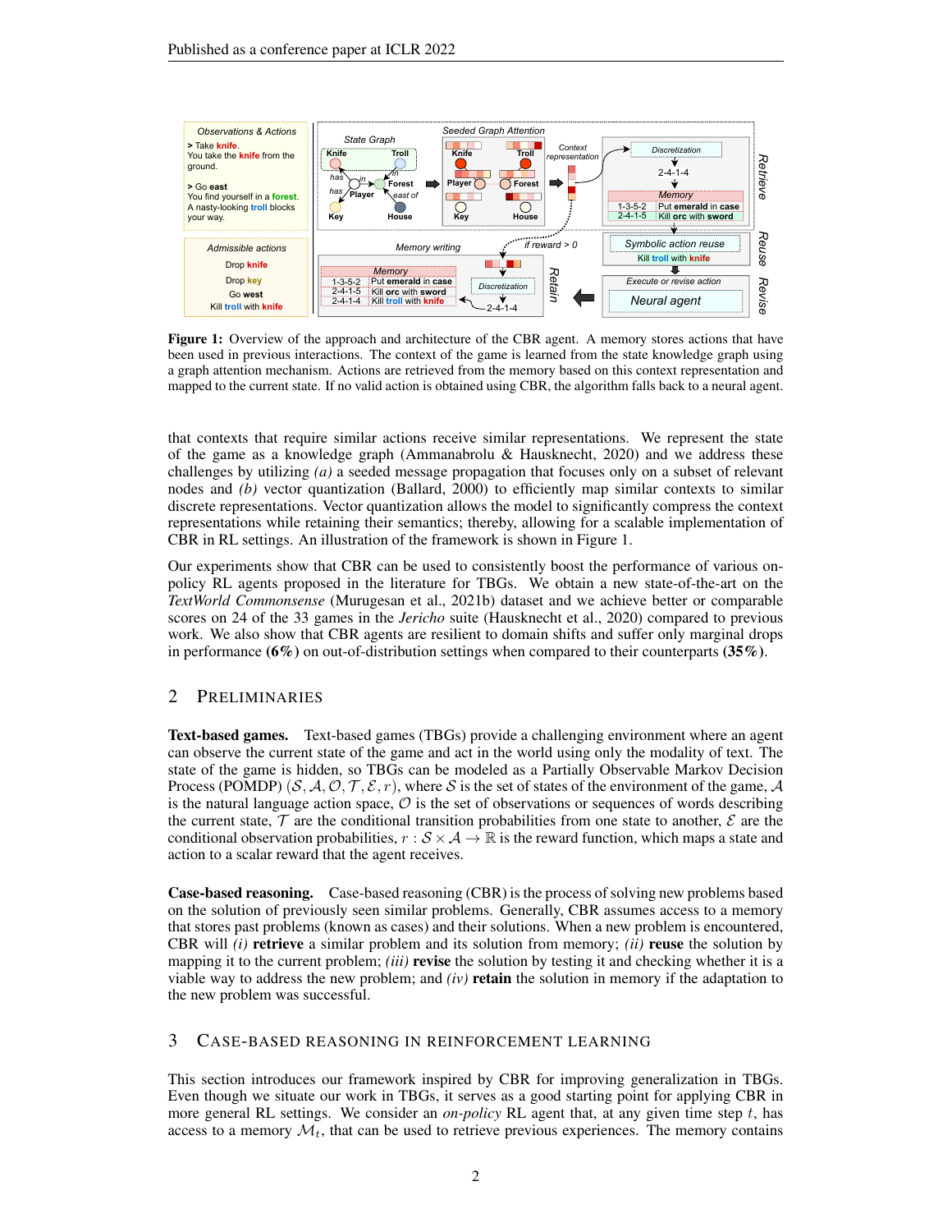**Figure 1:** Overview of the approach and architecture of the CBR agent. A memory stores actions that have been used in previous interactions. The context of the game is learned from the state knowledge graph using a graph attention mechanism. Actions are retrieved from the memory based on this context representation and mapped to the current state. If no valid action is obtained using CBR, the algorithm falls back to a neural agent.

that contexts that require similar actions receive similar representations. We represent the state of the game as a knowledge graph (Ammanabrolu & Hausknecht, 2020) and we address these challenges by utilizing *(a)* a seeded message propagation that focuses only on a subset of relevant nodes and *(b)* vector quantization (Ballard, 2000) to efficiently map similar contexts to similar discrete representations. Vector quantization allows the model to significantly compress the context representations while retaining their semantics; thereby, allowing for a scalable implementation of CBR in RL settings. An illustration of the framework is shown in Figure 1.

Our experiments show that CBR can be used to consistently boost the performance of various on-policy RL agents proposed in the literature for TBGs. We obtain a new state-of-the-art on the *TextWorld Commonsense* (Murugesan et al., 2021b) dataset and we achieve better or comparable scores on 24 of the 33 games in the *Jericho* suite (Hausknecht et al., 2020) compared to previous work. We also show that CBR agents are resilient to domain shifts and suffer only marginal drops in performance **(6%)** on out-of-distribution settings when compared to their counterparts **(35%)**.

## 2 Preliminaries

**Text-based games.** Text-based games (TBGs) provide a challenging environment where an agent can observe the current state of the game and act in the world using only the modality of text. The state of the game is hidden, so TBGs can be modeled as a Partially Observable Markov Decision Process $(\mathcal{S}, \mathcal{A}, \mathcal{O}, \mathcal{T}, \mathcal{E}, r)$, where $\mathcal{S}$ is the set of states of the environment of the game, $\mathcal{A}$ is the natural language action space, $\mathcal{O}$ is the set of observations or sequences of words describing the current state, $\mathcal{T}$ are the conditional transition probabilities from one state to another, $\mathcal{E}$ are the conditional observation probabilities, $r : \mathcal{S} \times \mathcal{A} \to \mathbb{R}$ is the reward function, which maps a state and action to a scalar reward that the agent receives.

**Case-based reasoning.** Case-based reasoning (CBR) is the process of solving new problems based on the solution of previously seen similar problems. Generally, CBR assumes access to a memory that stores past problems (known as cases) and their solutions. When a new problem is encountered, CBR will *(i)* **retrieve** a similar problem and its solution from memory; *(ii)* **reuse** the solution by mapping it to the current problem; *(iii)* **revise** the solution by testing it and checking whether it is a viable way to address the new problem; and *(iv)* **retain** the solution in memory if the adaptation to the new problem was successful.

## 3 Case-based Reasoning in Reinforcement Learning

This section introduces our framework inspired by CBR for improving generalization in TBGs. Even though we situate our work in TBGs, it serves as a good starting point for applying CBR in more general RL settings. We consider an *on-policy* RL agent that, at any given time step $t$, has access to a memory $\mathcal{M}_t$, that can be used to retrieve previous experiences. The memory contains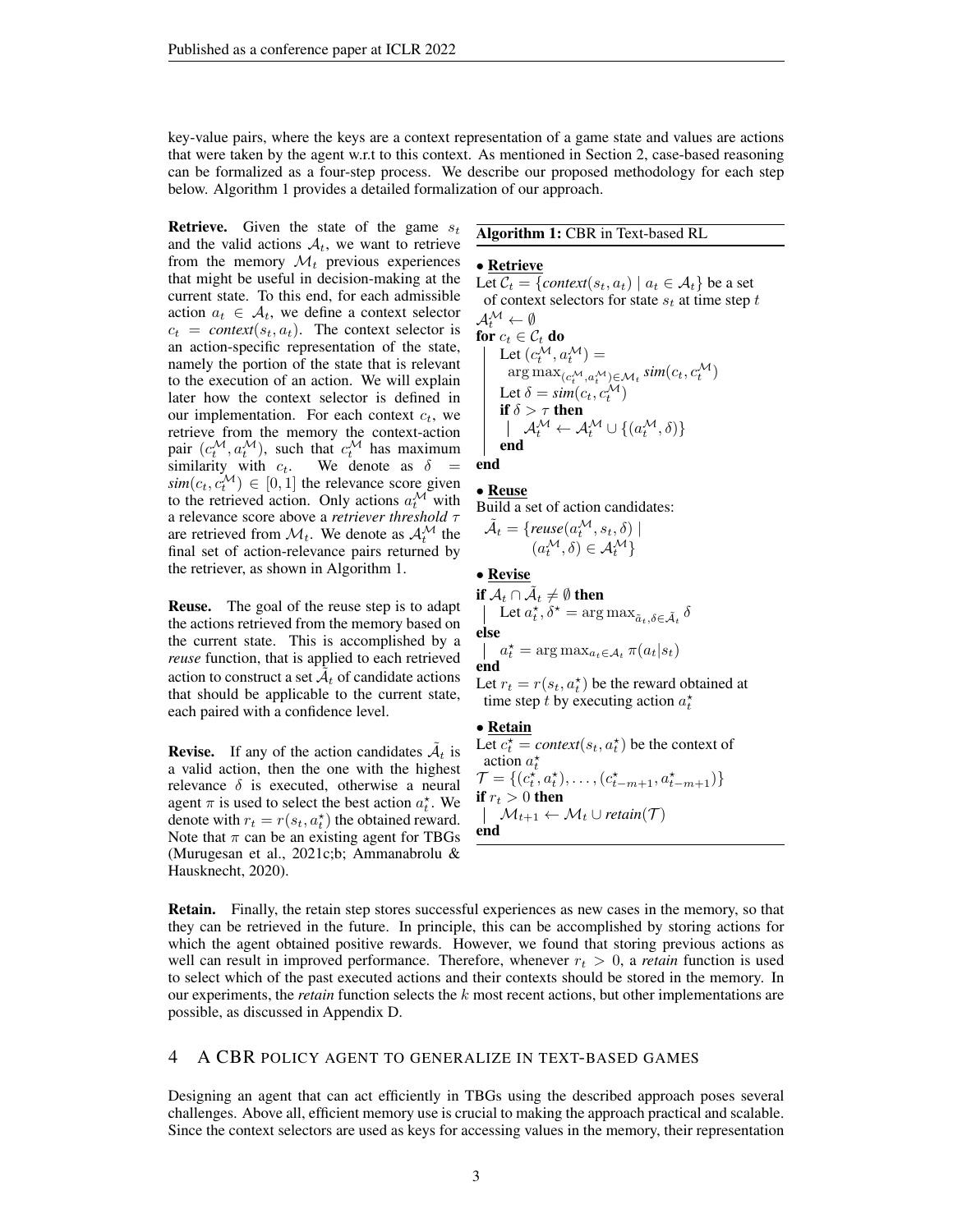key-value pairs, where the keys are a context representation of a game state and values are actions that were taken by the agent w.r.t to this context. As mentioned in Section 2, case-based reasoning can be formalized as a four-step process. We describe our proposed methodology for each step below. Algorithm 1 provides a detailed formalization of our approach.

**Retrieve.** Given the state of the game $s_t$ and the valid actions $\mathcal{A}_t$, we want to retrieve from the memory $\mathcal{M}_t$ previous experiences that might be useful in decision-making at the current state. To this end, for each admissible action $a_t \in \mathcal{A}_t$, we define a context selector $c_t = \textit{context}(s_t, a_t)$. The context selector is an action-specific representation of the state, namely the portion of the state that is relevant to the execution of an action. We will explain later how the context selector is defined in our implementation. For each context $c_t$, we retrieve from the memory the context-action pair $(c_t^{\mathcal{M}}, a_t^{\mathcal{M}})$, such that $c_t^{\mathcal{M}}$ has maximum similarity with $c_t$. We denote as $\delta = \textit{sim}(c_t, c_t^{\mathcal{M}}) \in [0, 1]$ the relevance score given to the retrieved action. Only actions $a_t^{\mathcal{M}}$ with a relevance score above a *retriever threshold* $\tau$ are retrieved from $\mathcal{M}_t$. We denote as $\mathcal{A}_t^{\mathcal{M}}$ the final set of action-relevance pairs returned by the retriever, as shown in Algorithm 1.

**Reuse.** The goal of the reuse step is to adapt the actions retrieved from the memory based on the current state. This is accomplished by a *reuse* function, that is applied to each retrieved action to construct a set $\tilde{\mathcal{A}}_t$ of candidate actions that should be applicable to the current state, each paired with a confidence level.

**Revise.** If any of the action candidates $\tilde{\mathcal{A}}_t$ is a valid action, then the one with the highest relevance $\delta$ is executed, otherwise a neural agent $\pi$ is used to select the best action $a_t^\star$. We denote with $r_t = r(s_t, a_t^\star)$ the obtained reward. Note that $\pi$ can be an existing agent for TBGs (Murugesan et al., 2021c;b; Ammanabrolu & Hausknecht, 2020).

---

**Algorithm 1:** CBR in Text-based RL

---

• **Retrieve**

Let $\mathcal{C}_t = \{\textit{context}(s_t, a_t) \mid a_t \in \mathcal{A}_t\}$ be a set of context selectors for state $s_t$ at time step $t$

$\mathcal{A}_t^{\mathcal{M}} \leftarrow \emptyset$

**for** $c_t \in \mathcal{C}_t$ **do**

  Let $(c_t^{\mathcal{M}}, a_t^{\mathcal{M}}) = \arg\max_{(c_t^{\mathcal{M}}, a_t^{\mathcal{M}}) \in \mathcal{M}_t} \textit{sim}(c_t, c_t^{\mathcal{M}})$

  Let $\delta = \textit{sim}(c_t, c_t^{\mathcal{M}})$

  **if** $\delta > \tau$ **then**

    $\mathcal{A}_t^{\mathcal{M}} \leftarrow \mathcal{A}_t^{\mathcal{M}} \cup \{(a_t^{\mathcal{M}}, \delta)\}$

  **end**

**end**

• **Reuse**

Build a set of action candidates:

$\tilde{\mathcal{A}}_t = \{\textit{reuse}(a_t^{\mathcal{M}}, s_t, \delta) \mid (a_t^{\mathcal{M}}, \delta) \in \mathcal{A}_t^{\mathcal{M}}\}$

• **Revise**

**if** $\mathcal{A}_t \cap \tilde{\mathcal{A}}_t \neq \emptyset$ **then**

  Let $a_t^\star, \delta^\star = \arg\max_{\tilde{a}_t, \delta \in \tilde{\mathcal{A}}_t} \delta$

**else**

  $a_t^\star = \arg\max_{a_t \in \mathcal{A}_t} \pi(a_t | s_t)$

**end**

Let $r_t = r(s_t, a_t^\star)$ be the reward obtained at time step $t$ by executing action $a_t^\star$

• **Retain**

Let $c_t^\star = \textit{context}(s_t, a_t^\star)$ be the context of action $a_t^\star$

$\mathcal{T} = \{(c_t^\star, a_t^\star), \dots, (c_{t-m+1}^\star, a_{t-m+1}^\star)\}$

**if** $r_t > 0$ **then**

  $\mathcal{M}_{t+1} \leftarrow \mathcal{M}_t \cup \textit{retain}(\mathcal{T})$

**end**

---

**Retain.** Finally, the retain step stores successful experiences as new cases in the memory, so that they can be retrieved in the future. In principle, this can be accomplished by storing actions for which the agent obtained positive rewards. However, we found that storing previous actions as well can result in improved performance. Therefore, whenever $r_t > 0$, a *retain* function is used to select which of the past executed actions and their contexts should be stored in the memory. In our experiments, the *retain* function selects the $k$ most recent actions, but other implementations are possible, as discussed in Appendix D.

## 4 A CBR POLICY AGENT TO GENERALIZE IN TEXT-BASED GAMES

Designing an agent that can act efficiently in TBGs using the described approach poses several challenges. Above all, efficient memory use is crucial to making the approach practical and scalable. Since the context selectors are used as keys for accessing values in the memory, their representation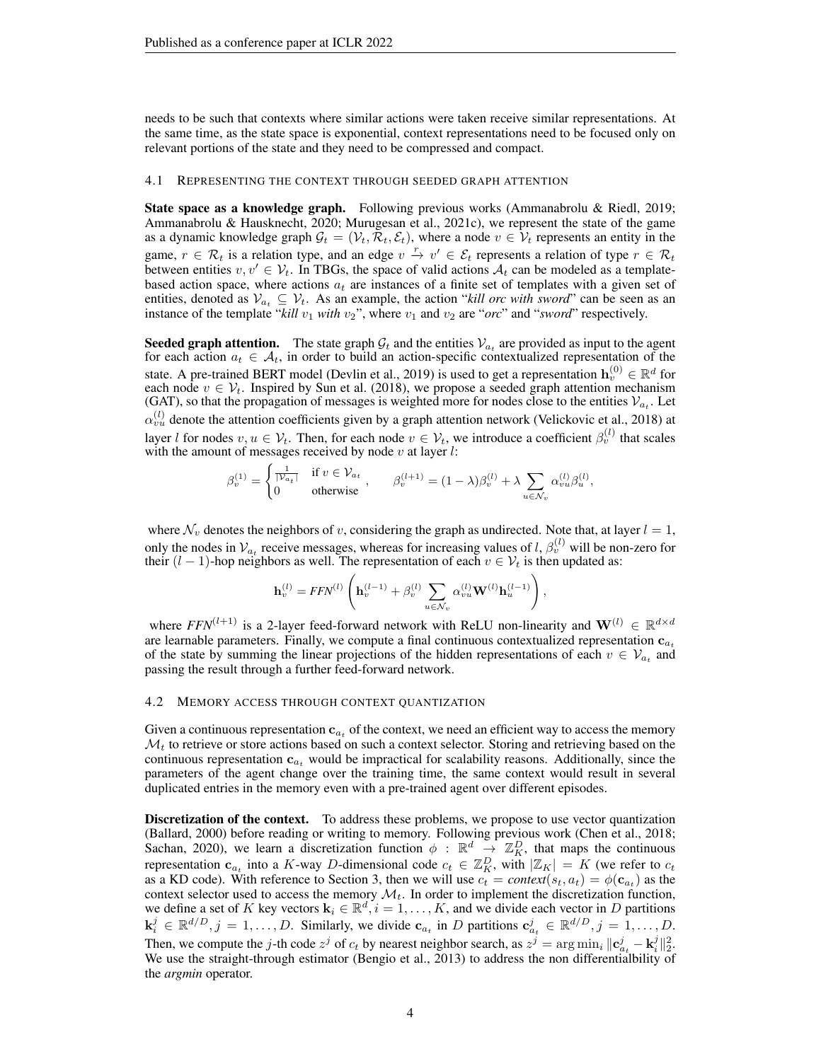needs to be such that contexts where similar actions were taken receive similar representations. At the same time, as the state space is exponential, context representations need to be focused only on relevant portions of the state and they need to be compressed and compact.

### 4.1 Representing the context through seeded graph attention

**State space as a knowledge graph.** Following previous works (Ammanabrolu & Riedl, 2019; Ammanabrolu & Hausknecht, 2020; Murugesan et al., 2021c), we represent the state of the game as a dynamic knowledge graph $\mathcal{G}_t = (\mathcal{V}_t, \mathcal{R}_t, \mathcal{E}_t)$, where a node $v \in \mathcal{V}_t$ represents an entity in the game, $r \in \mathcal{R}_t$ is a relation type, and an edge $v \xrightarrow{r} v' \in \mathcal{E}_t$ represents a relation of type $r \in \mathcal{R}_t$ between entities $v, v' \in \mathcal{V}_t$. In TBGs, the space of valid actions $\mathcal{A}_t$ can be modeled as a template-based action space, where actions $a_t$ are instances of a finite set of templates with a given set of entities, denoted as $\mathcal{V}_{a_t} \subseteq \mathcal{V}_t$. As an example, the action "*kill orc with sword*" can be seen as an instance of the template "*kill* $v_1$ *with* $v_2$", where $v_1$ and $v_2$ are "*orc*" and "*sword*" respectively.

**Seeded graph attention.** The state graph $\mathcal{G}_t$ and the entities $\mathcal{V}_{a_t}$ are provided as input to the agent for each action $a_t \in \mathcal{A}_t$, in order to build an action-specific contextualized representation of the state. A pre-trained BERT model (Devlin et al., 2019) is used to get a representation $\mathbf{h}_v^{(0)} \in \mathbb{R}^d$ for each node $v \in \mathcal{V}_t$. Inspired by Sun et al. (2018), we propose a seeded graph attention mechanism (GAT), so that the propagation of messages is weighted more for nodes close to the entities $\mathcal{V}_{a_t}$. Let $\alpha_{vu}^{(l)}$ denote the attention coefficients given by a graph attention network (Velickovic et al., 2018) at layer $l$ for nodes $v, u \in \mathcal{V}_t$. Then, for each node $v \in \mathcal{V}_t$, we introduce a coefficient $\beta_v^{(l)}$ that scales with the amount of messages received by node $v$ at layer $l$:

$$
\beta_v^{(1)} = \begin{cases} \frac{1}{|\mathcal{V}_{a_t}|} & \text{if } v \in \mathcal{V}_{a_t} \\ 0 & \text{otherwise} \end{cases}, \qquad \beta_v^{(l+1)} = (1-\lambda)\beta_v^{(l)} + \lambda \sum_{u \in \mathcal{N}_v} \alpha_{vu}^{(l)} \beta_u^{(l)},
$$

where $\mathcal{N}_v$ denotes the neighbors of $v$, considering the graph as undirected. Note that, at layer $l = 1$, only the nodes in $\mathcal{V}_{a_t}$ receive messages, whereas for increasing values of $l$, $\beta_v^{(l)}$ will be non-zero for their $(l-1)$-hop neighbors as well. The representation of each $v \in \mathcal{V}_t$ is then updated as:

$$
\mathbf{h}_v^{(l)} = \mathit{FFN}^{(l)} \left( \mathbf{h}_v^{(l-1)} + \beta_v^{(l)} \sum_{u \in \mathcal{N}_v} \alpha_{vu}^{(l)} \mathbf{W}^{(l)} \mathbf{h}_u^{(l-1)} \right),
$$

where $\mathit{FFN}^{(l+1)}$ is a 2-layer feed-forward network with ReLU non-linearity and $\mathbf{W}^{(l)} \in \mathbb{R}^{d \times d}$ are learnable parameters. Finally, we compute a final continuous contextualized representation $\mathbf{c}_{a_t}$ of the state by summing the linear projections of the hidden representations of each $v \in \mathcal{V}_{a_t}$ and passing the result through a further feed-forward network.

### 4.2 Memory access through context quantization

Given a continuous representation $\mathbf{c}_{a_t}$ of the context, we need an efficient way to access the memory $\mathcal{M}_t$ to retrieve or store actions based on such a context selector. Storing and retrieving based on the continuous representation $\mathbf{c}_{a_t}$ would be impractical for scalability reasons. Additionally, since the parameters of the agent change over the training time, the same context would result in several duplicated entries in the memory even with a pre-trained agent over different episodes.

**Discretization of the context.** To address these problems, we propose to use vector quantization (Ballard, 2000) before reading or writing to memory. Following previous work (Chen et al., 2018; Sachan, 2020), we learn a discretization function $\phi : \mathbb{R}^d \rightarrow \mathbb{Z}_K^D$, that maps the continuous representation $\mathbf{c}_{a_t}$ into a $K$-way $D$-dimensional code $c_t \in \mathbb{Z}_K^D$, with $|\mathbb{Z}_K| = K$ (we refer to $c_t$ as a KD code). With reference to Section 3, then we will use $c_t = \mathit{context}(s_t, a_t) = \phi(\mathbf{c}_{a_t})$ as the context selector used to access the memory $\mathcal{M}_t$. In order to implement the discretization function, we define a set of $K$ key vectors $\mathbf{k}_i \in \mathbb{R}^d, i = 1, \ldots, K$, and we divide each vector in $D$ partitions $\mathbf{k}_i^j \in \mathbb{R}^{d/D}, j = 1, \ldots, D$. Similarly, we divide $\mathbf{c}_{a_t}$ in $D$ partitions $\mathbf{c}_{a_t}^j \in \mathbb{R}^{d/D}, j = 1, \ldots, D$. Then, we compute the $j$-th code $z^j$ of $c_t$ by nearest neighbor search, as $z^j = \arg\min_i \|\mathbf{c}_{a_t}^j - \mathbf{k}_i^j\|_2^2$. We use the straight-through estimator (Bengio et al., 2013) to address the non differentialbility of the *argmin* operator.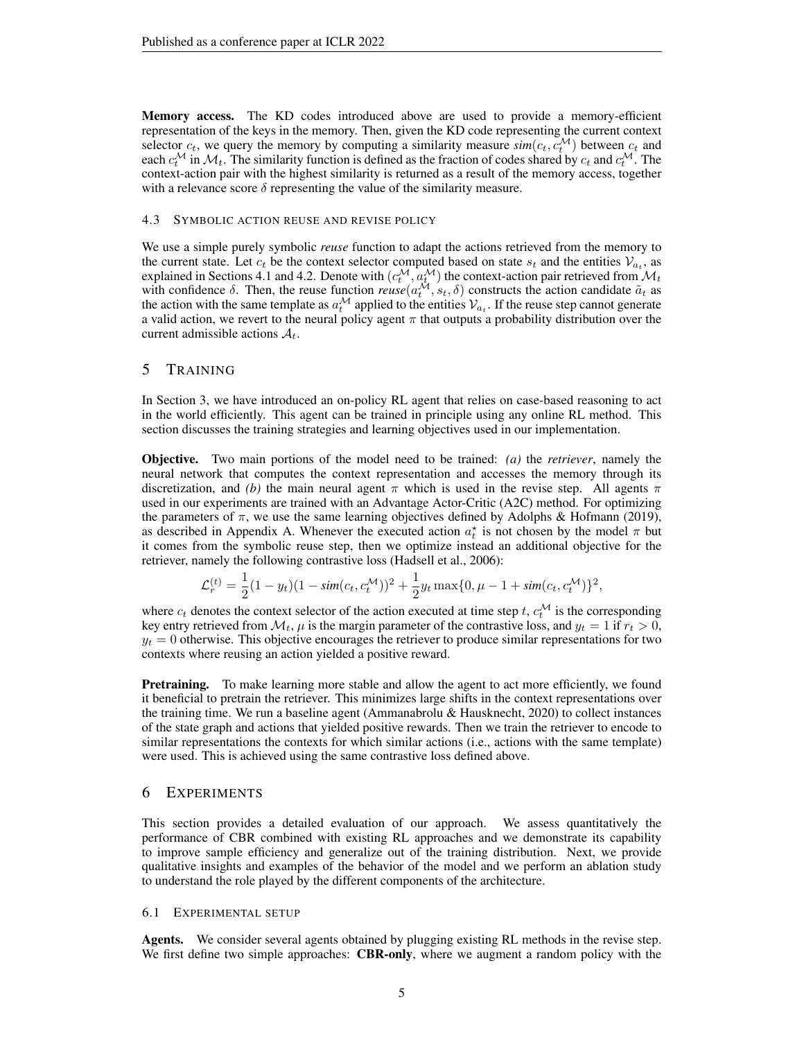**Memory access.** The KD codes introduced above are used to provide a memory-efficient representation of the keys in the memory. Then, given the KD code representing the current context selector $c_t$, we query the memory by computing a similarity measure $sim(c_t, c_t^{\mathcal{M}})$ between $c_t$ and each $c_t^{\mathcal{M}}$ in $\mathcal{M}_t$. The similarity function is defined as the fraction of codes shared by $c_t$ and $c_t^{\mathcal{M}}$. The context-action pair with the highest similarity is returned as a result of the memory access, together with a relevance score $\delta$ representing the value of the similarity measure.

### 4.3 Symbolic action reuse and revise policy

We use a simple purely symbolic *reuse* function to adapt the actions retrieved from the memory to the current state. Let $c_t$ be the context selector computed based on state $s_t$ and the entities $\mathcal{V}_{a_t}$, as explained in Sections 4.1 and 4.2. Denote with $(c_t^{\mathcal{M}}, a_t^{\mathcal{M}})$ the context-action pair retrieved from $\mathcal{M}_t$ with confidence $\delta$. Then, the reuse function $reuse(a_t^{\mathcal{M}}, s_t, \delta)$ constructs the action candidate $\tilde{a}_t$ as the action with the same template as $a_t^{\mathcal{M}}$ applied to the entities $\mathcal{V}_{a_t}$. If the reuse step cannot generate a valid action, we revert to the neural policy agent $\pi$ that outputs a probability distribution over the current admissible actions $\mathcal{A}_t$.

## 5 Training

In Section 3, we have introduced an on-policy RL agent that relies on case-based reasoning to act in the world efficiently. This agent can be trained in principle using any online RL method. This section discusses the training strategies and learning objectives used in our implementation.

**Objective.** Two main portions of the model need to be trained: *(a)* the *retriever*, namely the neural network that computes the context representation and accesses the memory through its discretization, and *(b)* the main neural agent $\pi$ which is used in the revise step. All agents $\pi$ used in our experiments are trained with an Advantage Actor-Critic (A2C) method. For optimizing the parameters of $\pi$, we use the same learning objectives defined by Adolphs & Hofmann (2019), as described in Appendix A. Whenever the executed action $a_t^\star$ is not chosen by the model $\pi$ but it comes from the symbolic reuse step, then we optimize instead an additional objective for the retriever, namely the following contrastive loss (Hadsell et al., 2006):

$$\mathcal{L}_r^{(t)} = \frac{1}{2}(1-y_t)(1-sim(c_t, c_t^{\mathcal{M}}))^2 + \frac{1}{2}y_t \max\{0, \mu - 1 + sim(c_t, c_t^{\mathcal{M}})\}^2,$$

where $c_t$ denotes the context selector of the action executed at time step $t$, $c_t^{\mathcal{M}}$ is the corresponding key entry retrieved from $\mathcal{M}_t$, $\mu$ is the margin parameter of the contrastive loss, and $y_t = 1$ if $r_t > 0$, $y_t = 0$ otherwise. This objective encourages the retriever to produce similar representations for two contexts where reusing an action yielded a positive reward.

**Pretraining.** To make learning more stable and allow the agent to act more efficiently, we found it beneficial to pretrain the retriever. This minimizes large shifts in the context representations over the training time. We run a baseline agent (Ammanabrolu & Hausknecht, 2020) to collect instances of the state graph and actions that yielded positive rewards. Then we train the retriever to encode to similar representations the contexts for which similar actions (i.e., actions with the same template) were used. This is achieved using the same contrastive loss defined above.

## 6 Experiments

This section provides a detailed evaluation of our approach. We assess quantitatively the performance of CBR combined with existing RL approaches and we demonstrate its capability to improve sample efficiency and generalize out of the training distribution. Next, we provide qualitative insights and examples of the behavior of the model and we perform an ablation study to understand the role played by the different components of the architecture.

### 6.1 Experimental setup

**Agents.** We consider several agents obtained by plugging existing RL methods in the revise step. We first define two simple approaches: **CBR-only**, where we augment a random policy with the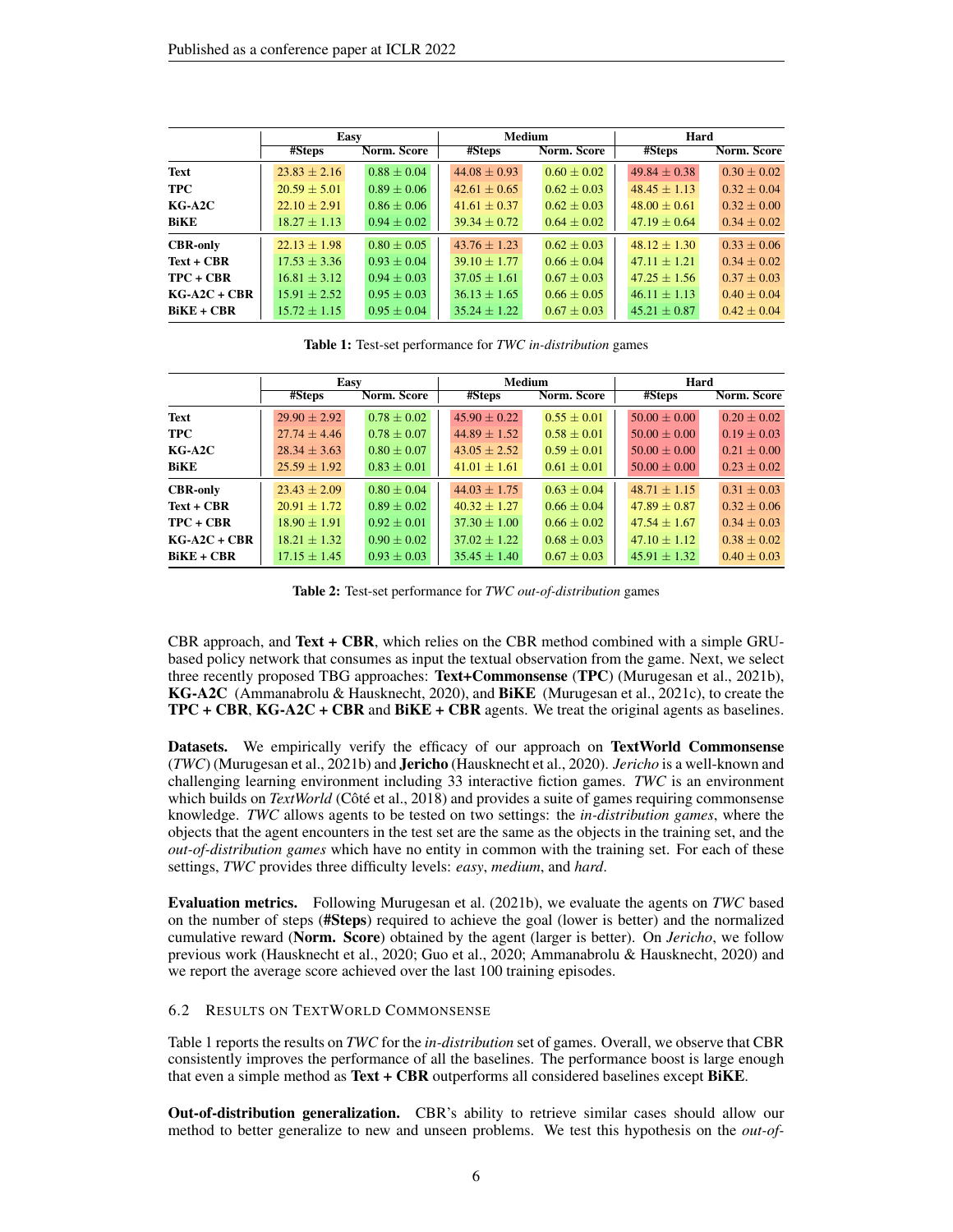| | Easy | | Medium | | Hard | |
|---|---|---|---|---|---|---|
| | #Steps | Norm. Score | #Steps | Norm. Score | #Steps | Norm. Score |
| **Text** | $23.83 \pm 2.16$ | $0.88 \pm 0.04$ | $44.08 \pm 0.93$ | $0.60 \pm 0.02$ | $49.84 \pm 0.38$ | $0.30 \pm 0.02$ |
| **TPC** | $20.59 \pm 5.01$ | $0.89 \pm 0.06$ | $42.61 \pm 0.65$ | $0.62 \pm 0.03$ | $48.45 \pm 1.13$ | $0.32 \pm 0.04$ |
| **KG-A2C** | $22.10 \pm 2.91$ | $0.86 \pm 0.06$ | $41.61 \pm 0.37$ | $0.62 \pm 0.03$ | $48.00 \pm 0.61$ | $0.32 \pm 0.00$ |
| **BiKE** | $18.27 \pm 1.13$ | $0.94 \pm 0.02$ | $39.34 \pm 0.72$ | $0.64 \pm 0.02$ | $47.19 \pm 0.64$ | $0.34 \pm 0.02$ |
| **CBR-only** | $22.13 \pm 1.98$ | $0.80 \pm 0.05$ | $43.76 \pm 1.23$ | $0.62 \pm 0.03$ | $48.12 \pm 1.30$ | $0.33 \pm 0.06$ |
| **Text + CBR** | $17.53 \pm 3.36$ | $0.93 \pm 0.04$ | $39.10 \pm 1.77$ | $0.66 \pm 0.04$ | $47.11 \pm 1.21$ | $0.34 \pm 0.02$ |
| **TPC + CBR** | $16.81 \pm 3.12$ | $0.94 \pm 0.03$ | $37.05 \pm 1.61$ | $0.67 \pm 0.03$ | $47.25 \pm 1.56$ | $0.37 \pm 0.03$ |
| **KG-A2C + CBR** | $15.91 \pm 2.52$ | $0.95 \pm 0.03$ | $36.13 \pm 1.65$ | $0.66 \pm 0.05$ | $46.11 \pm 1.13$ | $0.40 \pm 0.04$ |
| **BiKE + CBR** | $15.72 \pm 1.15$ | $0.95 \pm 0.04$ | $35.24 \pm 1.22$ | $0.67 \pm 0.03$ | $45.21 \pm 0.87$ | $0.42 \pm 0.04$ |

**Table 1:** Test-set performance for *TWC in-distribution* games

| | Easy | | Medium | | Hard | |
|---|---|---|---|---|---|---|
| | #Steps | Norm. Score | #Steps | Norm. Score | #Steps | Norm. Score |
| **Text** | $29.90 \pm 2.92$ | $0.78 \pm 0.02$ | $45.90 \pm 0.22$ | $0.55 \pm 0.01$ | $50.00 \pm 0.00$ | $0.20 \pm 0.02$ |
| **TPC** | $27.74 \pm 4.46$ | $0.78 \pm 0.07$ | $44.89 \pm 1.52$ | $0.58 \pm 0.01$ | $50.00 \pm 0.00$ | $0.19 \pm 0.03$ |
| **KG-A2C** | $28.34 \pm 3.63$ | $0.80 \pm 0.07$ | $43.05 \pm 2.52$ | $0.59 \pm 0.01$ | $50.00 \pm 0.00$ | $0.21 \pm 0.00$ |
| **BiKE** | $25.59 \pm 1.92$ | $0.83 \pm 0.01$ | $41.01 \pm 1.61$ | $0.61 \pm 0.01$ | $50.00 \pm 0.00$ | $0.23 \pm 0.02$ |
| **CBR-only** | $23.43 \pm 2.09$ | $0.80 \pm 0.04$ | $44.03 \pm 1.75$ | $0.63 \pm 0.04$ | $48.71 \pm 1.15$ | $0.31 \pm 0.03$ |
| **Text + CBR** | $20.91 \pm 1.72$ | $0.89 \pm 0.02$ | $40.32 \pm 1.27$ | $0.66 \pm 0.04$ | $47.89 \pm 0.87$ | $0.32 \pm 0.06$ |
| **TPC + CBR** | $18.90 \pm 1.91$ | $0.92 \pm 0.01$ | $37.30 \pm 1.00$ | $0.66 \pm 0.02$ | $47.54 \pm 1.67$ | $0.34 \pm 0.03$ |
| **KG-A2C + CBR** | $18.21 \pm 1.32$ | $0.90 \pm 0.02$ | $37.02 \pm 1.22$ | $0.68 \pm 0.03$ | $47.10 \pm 1.12$ | $0.38 \pm 0.02$ |
| **BiKE + CBR** | $17.15 \pm 1.45$ | $0.93 \pm 0.03$ | $35.45 \pm 1.40$ | $0.67 \pm 0.03$ | $45.91 \pm 1.32$ | $0.40 \pm 0.03$ |

**Table 2:** Test-set performance for *TWC out-of-distribution* games

CBR approach, and **Text + CBR**, which relies on the CBR method combined with a simple GRU-based policy network that consumes as input the textual observation from the game. Next, we select three recently proposed TBG approaches: **Text+Commonsense** (**TPC**) (Murugesan et al., 2021b), **KG-A2C** (Ammanabrolu & Hausknecht, 2020), and **BiKE** (Murugesan et al., 2021c), to create the **TPC + CBR**, **KG-A2C + CBR** and **BiKE + CBR** agents. We treat the original agents as baselines.

**Datasets.** We empirically verify the efficacy of our approach on **TextWorld Commonsense** (*TWC*) (Murugesan et al., 2021b) and **Jericho** (Hausknecht et al., 2020). *Jericho* is a well-known and challenging learning environment including 33 interactive fiction games. *TWC* is an environment which builds on *TextWorld* (Côté et al., 2018) and provides a suite of games requiring commonsense knowledge. *TWC* allows agents to be tested on two settings: the *in-distribution games*, where the objects that the agent encounters in the test set are the same as the objects in the training set, and the *out-of-distribution games* which have no entity in common with the training set. For each of these settings, *TWC* provides three difficulty levels: *easy*, *medium*, and *hard*.

**Evaluation metrics.** Following Murugesan et al. (2021b), we evaluate the agents on *TWC* based on the number of steps (**#Steps**) required to achieve the goal (lower is better) and the normalized cumulative reward (**Norm. Score**) obtained by the agent (larger is better). On *Jericho*, we follow previous work (Hausknecht et al., 2020; Guo et al., 2020; Ammanabrolu & Hausknecht, 2020) and we report the average score achieved over the last 100 training episodes.

### 6.2 Results on TextWorld Commonsense

Table 1 reports the results on *TWC* for the *in-distribution* set of games. Overall, we observe that CBR consistently improves the performance of all the baselines. The performance boost is large enough that even a simple method as **Text + CBR** outperforms all considered baselines except **BiKE**.

**Out-of-distribution generalization.** CBR's ability to retrieve similar cases should allow our method to better generalize to new and unseen problems. We test this hypothesis on the *out-of-*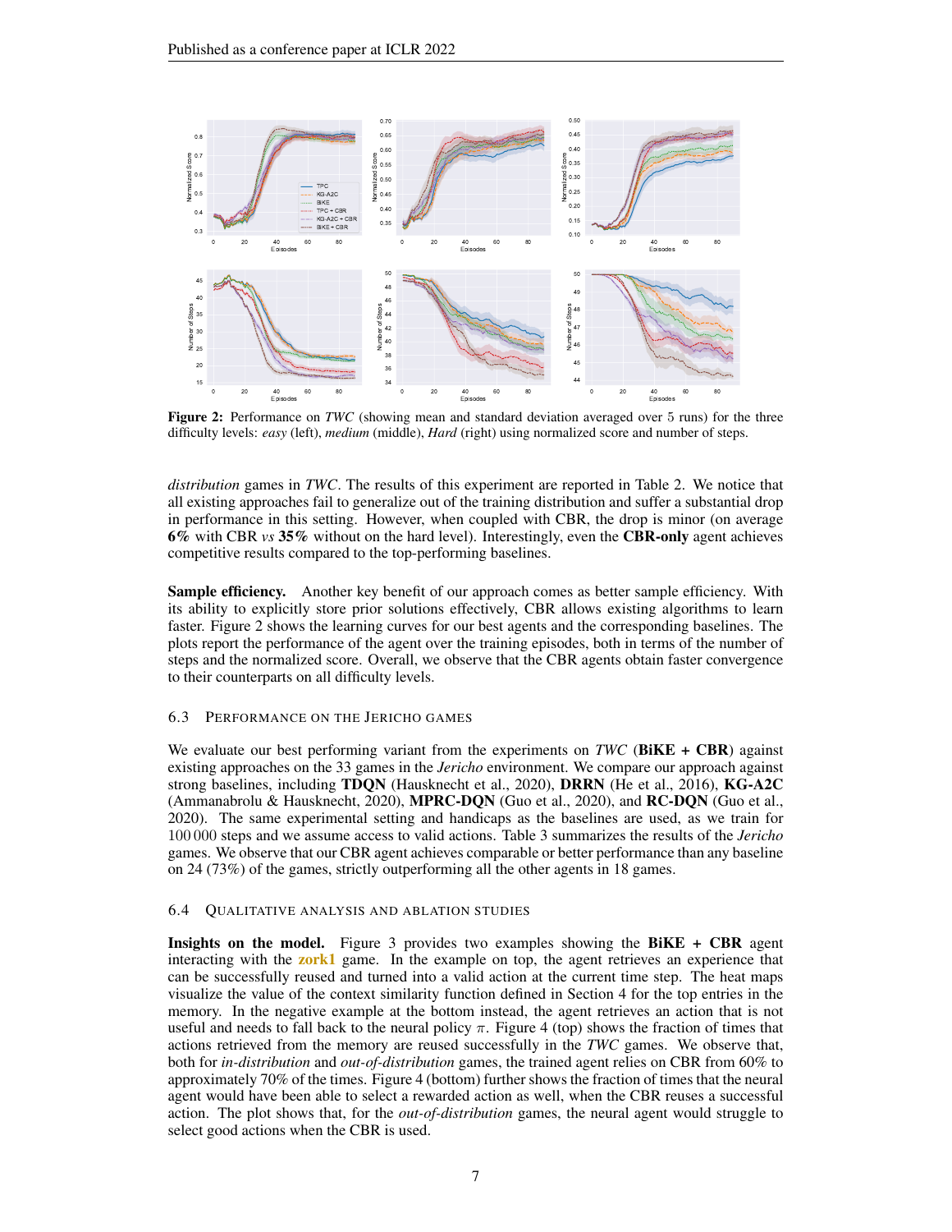**Figure 2:** Performance on *TWC* (showing mean and standard deviation averaged over 5 runs) for the three difficulty levels: *easy* (left), *medium* (middle), *Hard* (right) using normalized score and number of steps.

*distribution* games in *TWC*. The results of this experiment are reported in Table 2. We notice that all existing approaches fail to generalize out of the training distribution and suffer a substantial drop in performance in this setting. However, when coupled with CBR, the drop is minor (on average **6%** with CBR *vs* **35%** without on the hard level). Interestingly, even the **CBR-only** agent achieves competitive results compared to the top-performing baselines.

**Sample efficiency.** Another key benefit of our approach comes as better sample efficiency. With its ability to explicitly store prior solutions effectively, CBR allows existing algorithms to learn faster. Figure 2 shows the learning curves for our best agents and the corresponding baselines. The plots report the performance of the agent over the training episodes, both in terms of the number of steps and the normalized score. Overall, we observe that the CBR agents obtain faster convergence to their counterparts on all difficulty levels.

### 6.3 Performance on the Jericho Games

We evaluate our best performing variant from the experiments on *TWC* (**BiKE + CBR**) against existing approaches on the 33 games in the *Jericho* environment. We compare our approach against strong baselines, including **TDQN** (Hausknecht et al., 2020), **DRRN** (He et al., 2016), **KG-A2C** (Ammanabrolu & Hausknecht, 2020), **MPRC-DQN** (Guo et al., 2020), and **RC-DQN** (Guo et al., 2020). The same experimental setting and handicaps as the baselines are used, as we train for 100 000 steps and we assume access to valid actions. Table 3 summarizes the results of the *Jericho* games. We observe that our CBR agent achieves comparable or better performance than any baseline on 24 (73%) of the games, strictly outperforming all the other agents in 18 games.

### 6.4 Qualitative Analysis and Ablation Studies

**Insights on the model.** Figure 3 provides two examples showing the **BiKE + CBR** agent interacting with the **zork1** game. In the example on top, the agent retrieves an experience that can be successfully reused and turned into a valid action at the current time step. The heat maps visualize the value of the context similarity function defined in Section 4 for the top entries in the memory. In the negative example at the bottom instead, the agent retrieves an action that is not useful and needs to fall back to the neural policy $\pi$. Figure 4 (top) shows the fraction of times that actions retrieved from the memory are reused successfully in the *TWC* games. We observe that, both for *in-distribution* and *out-of-distribution* games, the trained agent relies on CBR from 60% to approximately 70% of the times. Figure 4 (bottom) further shows the fraction of times that the neural agent would have been able to select a rewarded action as well, when the CBR reuses a successful action. The plot shows that, for the *out-of-distribution* games, the neural agent would struggle to select good actions when the CBR is used.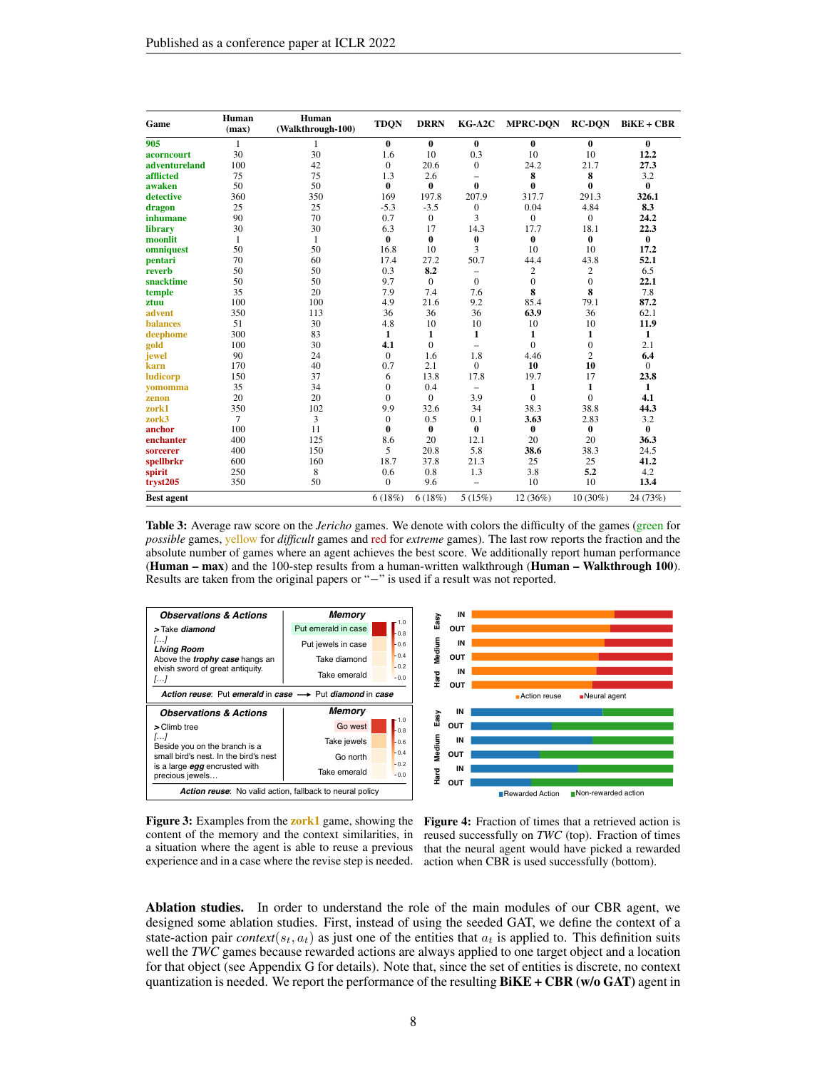| Game | Human (max) | Human (Walkthrough-100) | TDQN | DRRN | KG-A2C | MPRC-DQN | RC-DQN | BiKE + CBR |
|---|---|---|---|---|---|---|---|---|
| 905 | 1 | 1 | **0** | **0** | **0** | **0** | **0** | **0** |
| acorncourt | 30 | 30 | 1.6 | 10 | 0.3 | 10 | 10 | **12.2** |
| adventureland | 100 | 42 | 0 | 20.6 | 0 | 24.2 | 21.7 | **27.3** |
| afflicted | 75 | 75 | 1.3 | 2.6 | – | **8** | **8** | 3.2 |
| awaken | 50 | 50 | **0** | **0** | **0** | **0** | **0** | **0** |
| detective | 360 | 350 | 169 | 197.8 | 207.9 | 317.7 | 291.3 | **326.1** |
| dragon | 25 | 25 | -5.3 | -3.5 | 0 | 0.04 | 4.84 | **8.3** |
| inhumane | 90 | 70 | 0.7 | 0 | 3 | 0 | 0 | **24.2** |
| library | 30 | 30 | 6.3 | 17 | 14.3 | 17.7 | 18.1 | **22.3** |
| moonlit | 1 | 1 | **0** | **0** | **0** | **0** | **0** | **0** |
| omniquest | 50 | 50 | 16.8 | 10 | 3 | 10 | 10 | **17.2** |
| pentari | 70 | 60 | 17.4 | 27.2 | 50.7 | 44.4 | 43.8 | **52.1** |
| reverb | 50 | 50 | 0.3 | **8.2** | – | 2 | 2 | 6.5 |
| snacktime | 50 | 50 | 9.7 | 0 | 0 | 0 | 0 | **22.1** |
| temple | 35 | 20 | 7.9 | 7.4 | 7.6 | **8** | **8** | 7.8 |
| ztuu | 100 | 100 | 4.9 | 21.6 | 9.2 | 85.4 | 79.1 | **87.2** |
| advent | 350 | 113 | 36 | 36 | 36 | **63.9** | 36 | 62.1 |
| balances | 51 | 30 | 4.8 | 10 | 10 | 10 | 10 | **11.9** |
| deephome | 300 | 83 | **1** | **1** | **1** | **1** | **1** | **1** |
| gold | 100 | 30 | **4.1** | 0 | – | 0 | 0 | 2.1 |
| jewel | 90 | 24 | 0 | 1.6 | 1.8 | 4.46 | 2 | **6.4** |
| karn | 170 | 40 | 0.7 | 2.1 | 0 | **10** | **10** | 0 |
| ludicorp | 150 | 37 | 6 | 13.8 | 17.8 | 19.7 | 17 | **23.8** |
| yomomma | 35 | 34 | 0 | 0.4 | – | **1** | **1** | **1** |
| zenon | 20 | 20 | 0 | 0 | 3.9 | 0 | 0 | **4.1** |
| zork1 | 350 | 102 | 9.9 | 32.6 | 34 | 38.3 | 38.8 | **44.3** |
| zork3 | 7 | 3 | 0 | 0.5 | 0.1 | **3.63** | 2.83 | 3.2 |
| anchor | 100 | 11 | **0** | **0** | **0** | **0** | **0** | **0** |
| enchanter | 400 | 125 | 8.6 | 20 | 12.1 | 20 | 20 | **36.3** |
| sorcerer | 400 | 150 | 5 | 20.8 | 5.8 | **38.6** | 38.3 | 24.5 |
| spellbrkr | 600 | 160 | 18.7 | 37.8 | 21.3 | 25 | 25 | **41.2** |
| spirit | 250 | 8 | 0.6 | 0.8 | 1.3 | 3.8 | **5.2** | 4.2 |
| tryst205 | 350 | 50 | 0 | 9.6 | – | 10 | 10 | **13.4** |
| **Best agent** | | | 6 (18%) | 6 (18%) | 5 (15%) | 12 (36%) | 10 (30%) | 24 (73%) |

**Table 3:** Average raw score on the *Jericho* games. We denote with colors the difficulty of the games (green for *possible* games, yellow for *difficult* games and red for *extreme* games). The last row reports the fraction and the absolute number of games where an agent achieves the best score. We additionally report human performance (**Human – max**) and the 100-step results from a human-written walkthrough (**Human – Walkthrough 100**). Results are taken from the original papers or "−" is used if a result was not reported.

**Figure 3:** Examples from the zork1 game, showing the content of the memory and the context similarities, in a situation where the agent is able to reuse a previous experience and in a case where the revise step is needed.

**Figure 4:** Fraction of times that a retrieved action is reused successfully on *TWC* (top). Fraction of times that the neural agent would have picked a rewarded action when CBR is used successfully (bottom).

**Ablation studies.** In order to understand the role of the main modules of our CBR agent, we designed some ablation studies. First, instead of using the seeded GAT, we define the context of a state-action pair $context(s_t, a_t)$ as just one of the entities that $a_t$ is applied to. This definition suits well the *TWC* games because rewarded actions are always applied to one target object and a location for that object (see Appendix G for details). Note that, since the set of entities is discrete, no context quantization is needed. We report the performance of the resulting **BiKE + CBR (w/o GAT)** agent in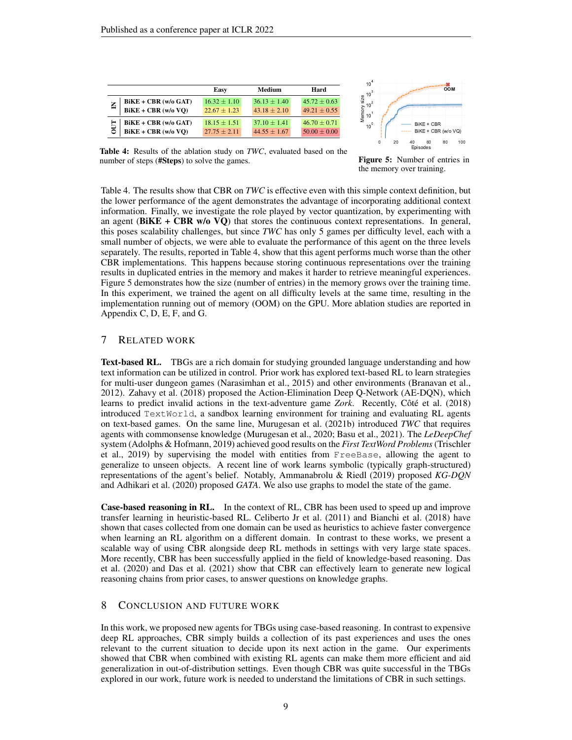| | | Easy | Medium | Hard |
|---|---|---|---|---|
| IN | BiKE + CBR (w/o GAT) | 16.32 ± 1.10 | 36.13 ± 1.40 | 45.72 ± 0.63 |
| | BiKE + CBR (w/o VQ) | 22.67 ± 1.23 | 43.18 ± 2.10 | 49.21 ± 0.55 |
| OUT | BiKE + CBR (w/o GAT) | 18.15 ± 1.51 | 37.10 ± 1.41 | 46.70 ± 0.71 |
| | BiKE + CBR (w/o VQ) | 27.75 ± 2.11 | 44.55 ± 1.67 | 50.00 ± 0.00 |

**Table 4:** Results of the ablation study on *TWC*, evaluated based on the number of steps (**#Steps**) to solve the games.

**Figure 5:** Number of entries in the memory over training.

Table 4. The results show that CBR on *TWC* is effective even with this simple context definition, but the lower performance of the agent demonstrates the advantage of incorporating additional context information. Finally, we investigate the role played by vector quantization, by experimenting with an agent (**BiKE + CBR w/o VQ**) that stores the continuous context representations. In general, this poses scalability challenges, but since *TWC* has only 5 games per difficulty level, each with a small number of objects, we were able to evaluate the performance of this agent on the three levels separately. The results, reported in Table 4, show that this agent performs much worse than the other CBR implementations. This happens because storing continuous representations over the training results in duplicated entries in the memory and makes it harder to retrieve meaningful experiences. Figure 5 demonstrates how the size (number of entries) in the memory grows over the training time. In this experiment, we trained the agent on all difficulty levels at the same time, resulting in the implementation running out of memory (OOM) on the GPU. More ablation studies are reported in Appendix C, D, E, F, and G.

## 7 Related Work

**Text-based RL.** TBGs are a rich domain for studying grounded language understanding and how text information can be utilized in control. Prior work has explored text-based RL to learn strategies for multi-user dungeon games (Narasimhan et al., 2015) and other environments (Branavan et al., 2012). Zahavy et al. (2018) proposed the Action-Elimination Deep Q-Network (AE-DQN), which learns to predict invalid actions in the text-adventure game *Zork*. Recently, Côté et al. (2018) introduced `TextWorld`, a sandbox learning environment for training and evaluating RL agents on text-based games. On the same line, Murugesan et al. (2021b) introduced *TWC* that requires agents with commonsense knowledge (Murugesan et al., 2020; Basu et al., 2021). The *LeDeepChef* system (Adolphs & Hofmann, 2019) achieved good results on the *First TextWord Problems* (Trischler et al., 2019) by supervising the model with entities from `FreeBase`, allowing the agent to generalize to unseen objects. A recent line of work learns symbolic (typically graph-structured) representations of the agent's belief. Notably, Ammanabrolu & Riedl (2019) proposed *KG-DQN* and Adhikari et al. (2020) proposed *GATA*. We also use graphs to model the state of the game.

**Case-based reasoning in RL.** In the context of RL, CBR has been used to speed up and improve transfer learning in heuristic-based RL. Celiberto Jr et al. (2011) and Bianchi et al. (2018) have shown that cases collected from one domain can be used as heuristics to achieve faster convergence when learning an RL algorithm on a different domain. In contrast to these works, we present a scalable way of using CBR alongside deep RL methods in settings with very large state spaces. More recently, CBR has been successfully applied in the field of knowledge-based reasoning. Das et al. (2020) and Das et al. (2021) show that CBR can effectively learn to generate new logical reasoning chains from prior cases, to answer questions on knowledge graphs.

## 8 Conclusion and Future Work

In this work, we proposed new agents for TBGs using case-based reasoning. In contrast to expensive deep RL approaches, CBR simply builds a collection of its past experiences and uses the ones relevant to the current situation to decide upon its next action in the game. Our experiments showed that CBR when combined with existing RL agents can make them more efficient and aid generalization in out-of-distribution settings. Even though CBR was quite successful in the TBGs explored in our work, future work is needed to understand the limitations of CBR in such settings.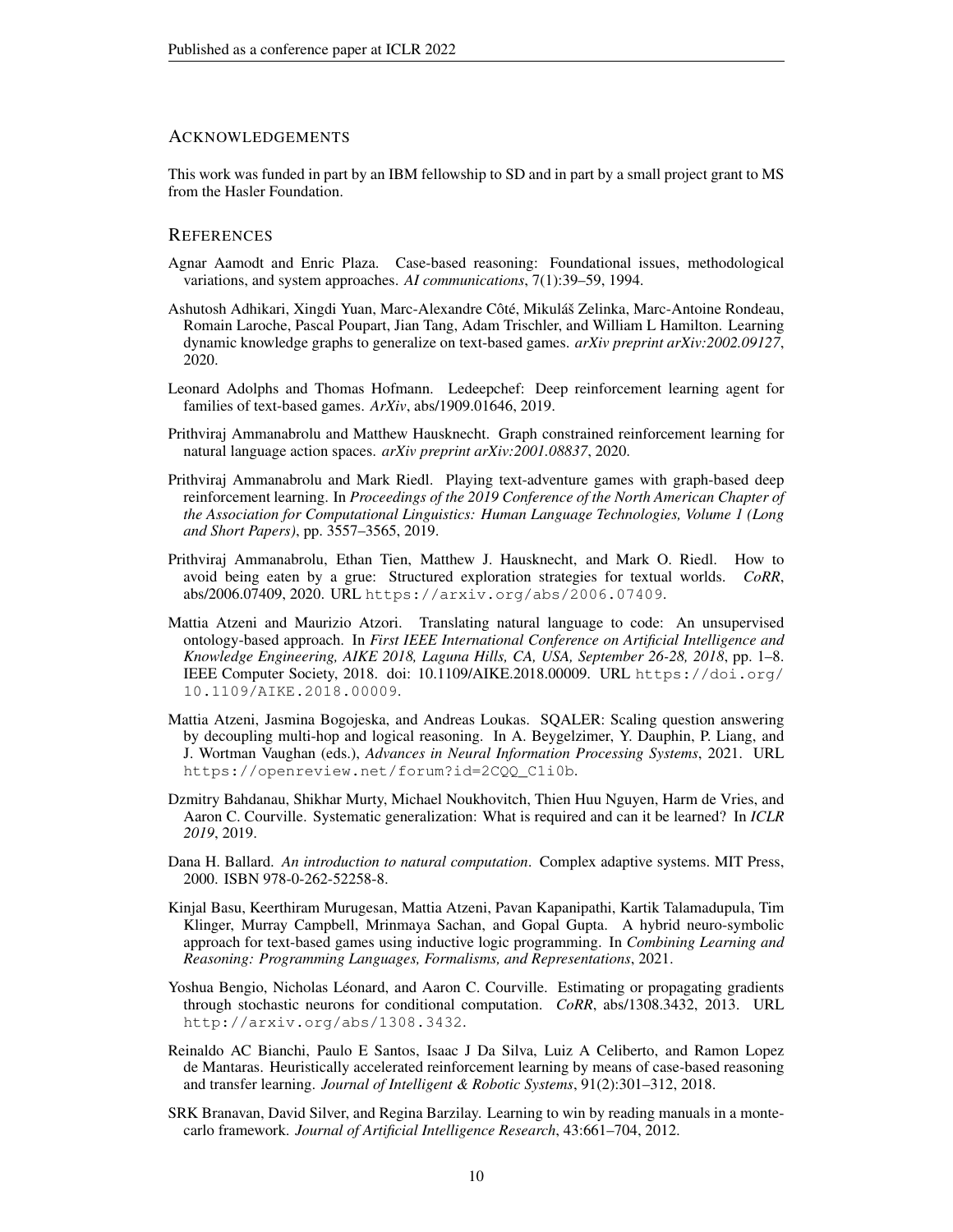## ACKNOWLEDGEMENTS

This work was funded in part by an IBM fellowship to SD and in part by a small project grant to MS from the Hasler Foundation.

## REFERENCES

Agnar Aamodt and Enric Plaza. Case-based reasoning: Foundational issues, methodological variations, and system approaches. *AI communications*, 7(1):39–59, 1994.

Ashutosh Adhikari, Xingdi Yuan, Marc-Alexandre Côté, Mikuláš Zelinka, Marc-Antoine Rondeau, Romain Laroche, Pascal Poupart, Jian Tang, Adam Trischler, and William L Hamilton. Learning dynamic knowledge graphs to generalize on text-based games. *arXiv preprint arXiv:2002.09127*, 2020.

Leonard Adolphs and Thomas Hofmann. Ledeepchef: Deep reinforcement learning agent for families of text-based games. *ArXiv*, abs/1909.01646, 2019.

Prithviraj Ammanabrolu and Matthew Hausknecht. Graph constrained reinforcement learning for natural language action spaces. *arXiv preprint arXiv:2001.08837*, 2020.

Prithviraj Ammanabrolu and Mark Riedl. Playing text-adventure games with graph-based deep reinforcement learning. In *Proceedings of the 2019 Conference of the North American Chapter of the Association for Computational Linguistics: Human Language Technologies, Volume 1 (Long and Short Papers)*, pp. 3557–3565, 2019.

Prithviraj Ammanabrolu, Ethan Tien, Matthew J. Hausknecht, and Mark O. Riedl. How to avoid being eaten by a grue: Structured exploration strategies for textual worlds. *CoRR*, abs/2006.07409, 2020. URL https://arxiv.org/abs/2006.07409.

Mattia Atzeni and Maurizio Atzori. Translating natural language to code: An unsupervised ontology-based approach. In *First IEEE International Conference on Artificial Intelligence and Knowledge Engineering, AIKE 2018, Laguna Hills, CA, USA, September 26-28, 2018*, pp. 1–8. IEEE Computer Society, 2018. doi: 10.1109/AIKE.2018.00009. URL https://doi.org/10.1109/AIKE.2018.00009.

Mattia Atzeni, Jasmina Bogojeska, and Andreas Loukas. SQALER: Scaling question answering by decoupling multi-hop and logical reasoning. In A. Beygelzimer, Y. Dauphin, P. Liang, and J. Wortman Vaughan (eds.), *Advances in Neural Information Processing Systems*, 2021. URL https://openreview.net/forum?id=2CQQ_C1i0b.

Dzmitry Bahdanau, Shikhar Murty, Michael Noukhovitch, Thien Huu Nguyen, Harm de Vries, and Aaron C. Courville. Systematic generalization: What is required and can it be learned? In *ICLR 2019*, 2019.

Dana H. Ballard. *An introduction to natural computation*. Complex adaptive systems. MIT Press, 2000. ISBN 978-0-262-52258-8.

Kinjal Basu, Keerthiram Murugesan, Mattia Atzeni, Pavan Kapanipathi, Kartik Talamadupula, Tim Klinger, Murray Campbell, Mrinmaya Sachan, and Gopal Gupta. A hybrid neuro-symbolic approach for text-based games using inductive logic programming. In *Combining Learning and Reasoning: Programming Languages, Formalisms, and Representations*, 2021.

Yoshua Bengio, Nicholas Léonard, and Aaron C. Courville. Estimating or propagating gradients through stochastic neurons for conditional computation. *CoRR*, abs/1308.3432, 2013. URL http://arxiv.org/abs/1308.3432.

Reinaldo AC Bianchi, Paulo E Santos, Isaac J Da Silva, Luiz A Celiberto, and Ramon Lopez de Mantaras. Heuristically accelerated reinforcement learning by means of case-based reasoning and transfer learning. *Journal of Intelligent & Robotic Systems*, 91(2):301–312, 2018.

SRK Branavan, David Silver, and Regina Barzilay. Learning to win by reading manuals in a monte-carlo framework. *Journal of Artificial Intelligence Research*, 43:661–704, 2012.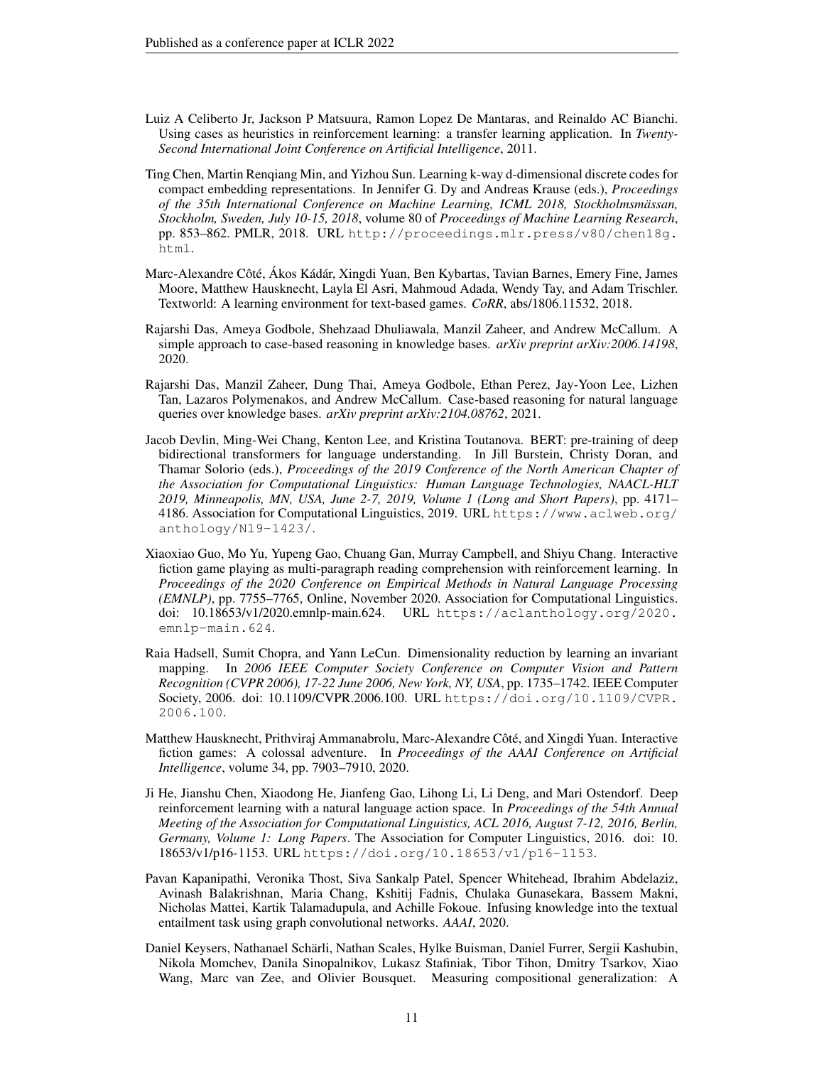Luiz A Celiberto Jr, Jackson P Matsuura, Ramon Lopez De Mantaras, and Reinaldo AC Bianchi. Using cases as heuristics in reinforcement learning: a transfer learning application. In *Twenty-Second International Joint Conference on Artificial Intelligence*, 2011.

Ting Chen, Martin Renqiang Min, and Yizhou Sun. Learning k-way d-dimensional discrete codes for compact embedding representations. In Jennifer G. Dy and Andreas Krause (eds.), *Proceedings of the 35th International Conference on Machine Learning, ICML 2018, Stockholmsmässan, Stockholm, Sweden, July 10-15, 2018*, volume 80 of *Proceedings of Machine Learning Research*, pp. 853–862. PMLR, 2018. URL http://proceedings.mlr.press/v80/chen18g.html.

Marc-Alexandre Côté, Ákos Kádár, Xingdi Yuan, Ben Kybartas, Tavian Barnes, Emery Fine, James Moore, Matthew Hausknecht, Layla El Asri, Mahmoud Adada, Wendy Tay, and Adam Trischler. Textworld: A learning environment for text-based games. *CoRR*, abs/1806.11532, 2018.

Rajarshi Das, Ameya Godbole, Shehzaad Dhuliawala, Manzil Zaheer, and Andrew McCallum. A simple approach to case-based reasoning in knowledge bases. *arXiv preprint arXiv:2006.14198*, 2020.

Rajarshi Das, Manzil Zaheer, Dung Thai, Ameya Godbole, Ethan Perez, Jay-Yoon Lee, Lizhen Tan, Lazaros Polymenakos, and Andrew McCallum. Case-based reasoning for natural language queries over knowledge bases. *arXiv preprint arXiv:2104.08762*, 2021.

Jacob Devlin, Ming-Wei Chang, Kenton Lee, and Kristina Toutanova. BERT: pre-training of deep bidirectional transformers for language understanding. In Jill Burstein, Christy Doran, and Thamar Solorio (eds.), *Proceedings of the 2019 Conference of the North American Chapter of the Association for Computational Linguistics: Human Language Technologies, NAACL-HLT 2019, Minneapolis, MN, USA, June 2-7, 2019, Volume 1 (Long and Short Papers)*, pp. 4171–4186. Association for Computational Linguistics, 2019. URL https://www.aclweb.org/anthology/N19-1423/.

Xiaoxiao Guo, Mo Yu, Yupeng Gao, Chuang Gan, Murray Campbell, and Shiyu Chang. Interactive fiction game playing as multi-paragraph reading comprehension with reinforcement learning. In *Proceedings of the 2020 Conference on Empirical Methods in Natural Language Processing (EMNLP)*, pp. 7755–7765, Online, November 2020. Association for Computational Linguistics. doi: 10.18653/v1/2020.emnlp-main.624. URL https://aclanthology.org/2020.emnlp-main.624.

Raia Hadsell, Sumit Chopra, and Yann LeCun. Dimensionality reduction by learning an invariant mapping. In *2006 IEEE Computer Society Conference on Computer Vision and Pattern Recognition (CVPR 2006), 17-22 June 2006, New York, NY, USA*, pp. 1735–1742. IEEE Computer Society, 2006. doi: 10.1109/CVPR.2006.100. URL https://doi.org/10.1109/CVPR.2006.100.

Matthew Hausknecht, Prithviraj Ammanabrolu, Marc-Alexandre Côté, and Xingdi Yuan. Interactive fiction games: A colossal adventure. In *Proceedings of the AAAI Conference on Artificial Intelligence*, volume 34, pp. 7903–7910, 2020.

Ji He, Jianshu Chen, Xiaodong He, Jianfeng Gao, Lihong Li, Li Deng, and Mari Ostendorf. Deep reinforcement learning with a natural language action space. In *Proceedings of the 54th Annual Meeting of the Association for Computational Linguistics, ACL 2016, August 7-12, 2016, Berlin, Germany, Volume 1: Long Papers*. The Association for Computer Linguistics, 2016. doi: 10.18653/v1/p16-1153. URL https://doi.org/10.18653/v1/p16-1153.

Pavan Kapanipathi, Veronika Thost, Siva Sankalp Patel, Spencer Whitehead, Ibrahim Abdelaziz, Avinash Balakrishnan, Maria Chang, Kshitij Fadnis, Chulaka Gunasekara, Bassem Makni, Nicholas Mattei, Kartik Talamadupula, and Achille Fokoue. Infusing knowledge into the textual entailment task using graph convolutional networks. *AAAI*, 2020.

Daniel Keysers, Nathanael Schärli, Nathan Scales, Hylke Buisman, Daniel Furrer, Sergii Kashubin, Nikola Momchev, Danila Sinopalnikov, Lukasz Stafiniak, Tibor Tihon, Dmitry Tsarkov, Xiao Wang, Marc van Zee, and Olivier Bousquet. Measuring compositional generalization: A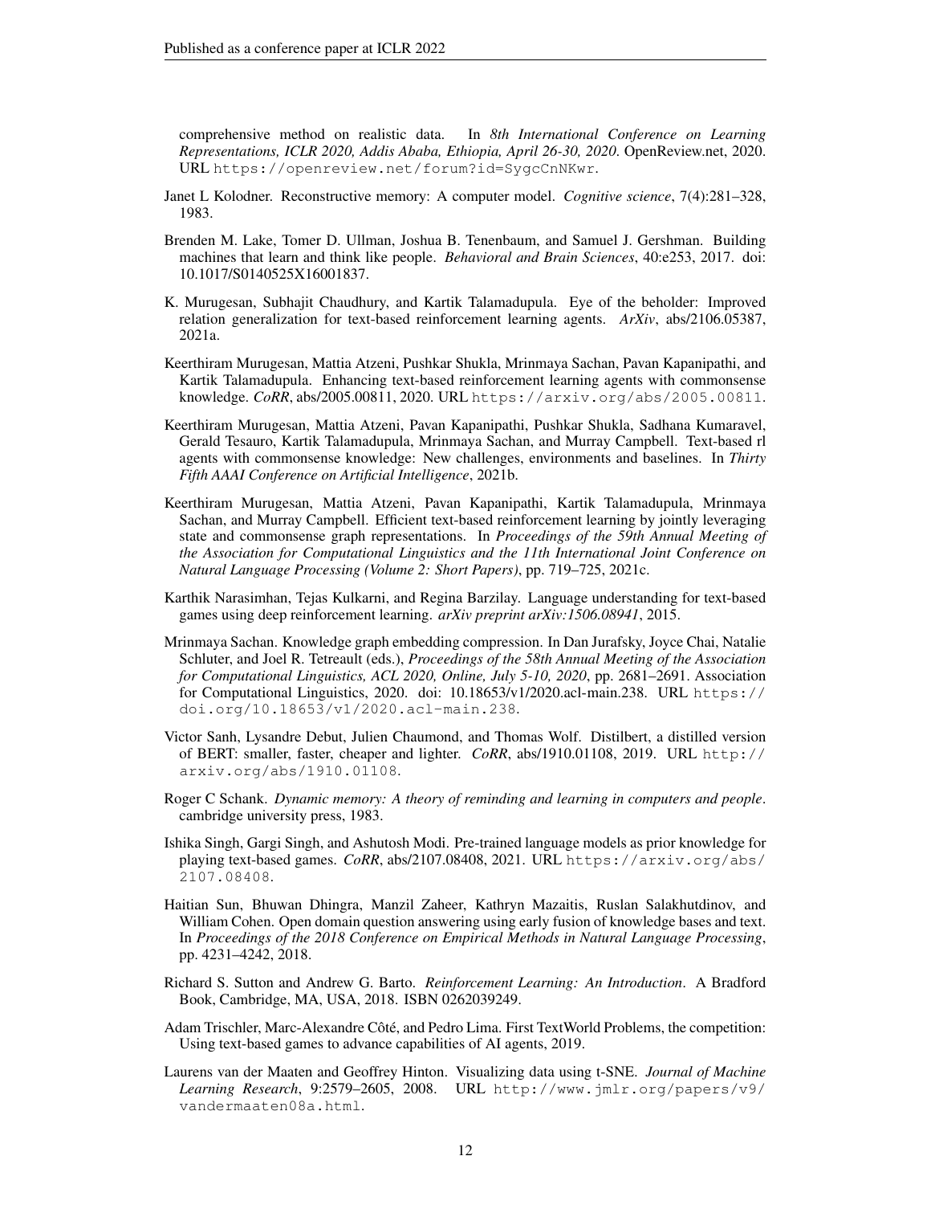comprehensive method on realistic data. In *8th International Conference on Learning Representations, ICLR 2020, Addis Ababa, Ethiopia, April 26-30, 2020*. OpenReview.net, 2020. URL https://openreview.net/forum?id=SygcCnNKwr.

Janet L Kolodner. Reconstructive memory: A computer model. *Cognitive science*, 7(4):281–328, 1983.

Brenden M. Lake, Tomer D. Ullman, Joshua B. Tenenbaum, and Samuel J. Gershman. Building machines that learn and think like people. *Behavioral and Brain Sciences*, 40:e253, 2017. doi: 10.1017/S0140525X16001837.

K. Murugesan, Subhajit Chaudhury, and Kartik Talamadupula. Eye of the beholder: Improved relation generalization for text-based reinforcement learning agents. *ArXiv*, abs/2106.05387, 2021a.

Keerthiram Murugesan, Mattia Atzeni, Pushkar Shukla, Mrinmaya Sachan, Pavan Kapanipathi, and Kartik Talamadupula. Enhancing text-based reinforcement learning agents with commonsense knowledge. *CoRR*, abs/2005.00811, 2020. URL https://arxiv.org/abs/2005.00811.

Keerthiram Murugesan, Mattia Atzeni, Pavan Kapanipathi, Pushkar Shukla, Sadhana Kumaravel, Gerald Tesauro, Kartik Talamadupula, Mrinmaya Sachan, and Murray Campbell. Text-based rl agents with commonsense knowledge: New challenges, environments and baselines. In *Thirty Fifth AAAI Conference on Artificial Intelligence*, 2021b.

Keerthiram Murugesan, Mattia Atzeni, Pavan Kapanipathi, Kartik Talamadupula, Mrinmaya Sachan, and Murray Campbell. Efficient text-based reinforcement learning by jointly leveraging state and commonsense graph representations. In *Proceedings of the 59th Annual Meeting of the Association for Computational Linguistics and the 11th International Joint Conference on Natural Language Processing (Volume 2: Short Papers)*, pp. 719–725, 2021c.

Karthik Narasimhan, Tejas Kulkarni, and Regina Barzilay. Language understanding for text-based games using deep reinforcement learning. *arXiv preprint arXiv:1506.08941*, 2015.

Mrinmaya Sachan. Knowledge graph embedding compression. In Dan Jurafsky, Joyce Chai, Natalie Schluter, and Joel R. Tetreault (eds.), *Proceedings of the 58th Annual Meeting of the Association for Computational Linguistics, ACL 2020, Online, July 5-10, 2020*, pp. 2681–2691. Association for Computational Linguistics, 2020. doi: 10.18653/v1/2020.acl-main.238. URL https://doi.org/10.18653/v1/2020.acl-main.238.

Victor Sanh, Lysandre Debut, Julien Chaumond, and Thomas Wolf. Distilbert, a distilled version of BERT: smaller, faster, cheaper and lighter. *CoRR*, abs/1910.01108, 2019. URL http://arxiv.org/abs/1910.01108.

Roger C Schank. *Dynamic memory: A theory of reminding and learning in computers and people*. cambridge university press, 1983.

Ishika Singh, Gargi Singh, and Ashutosh Modi. Pre-trained language models as prior knowledge for playing text-based games. *CoRR*, abs/2107.08408, 2021. URL https://arxiv.org/abs/2107.08408.

Haitian Sun, Bhuwan Dhingra, Manzil Zaheer, Kathryn Mazaitis, Ruslan Salakhutdinov, and William Cohen. Open domain question answering using early fusion of knowledge bases and text. In *Proceedings of the 2018 Conference on Empirical Methods in Natural Language Processing*, pp. 4231–4242, 2018.

Richard S. Sutton and Andrew G. Barto. *Reinforcement Learning: An Introduction*. A Bradford Book, Cambridge, MA, USA, 2018. ISBN 0262039249.

Adam Trischler, Marc-Alexandre Côté, and Pedro Lima. First TextWorld Problems, the competition: Using text-based games to advance capabilities of AI agents, 2019.

Laurens van der Maaten and Geoffrey Hinton. Visualizing data using t-SNE. *Journal of Machine Learning Research*, 9:2579–2605, 2008. URL http://www.jmlr.org/papers/v9/vandermaaten08a.html.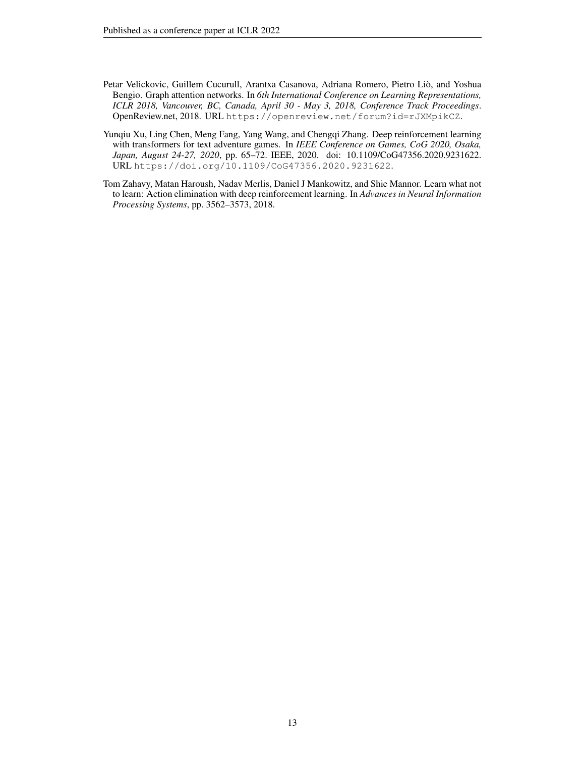Petar Velickovic, Guillem Cucurull, Arantxa Casanova, Adriana Romero, Pietro Liò, and Yoshua Bengio. Graph attention networks. In *6th International Conference on Learning Representations, ICLR 2018, Vancouver, BC, Canada, April 30 - May 3, 2018, Conference Track Proceedings*. OpenReview.net, 2018. URL `https://openreview.net/forum?id=rJXMpikCZ`.

Yunqiu Xu, Ling Chen, Meng Fang, Yang Wang, and Chengqi Zhang. Deep reinforcement learning with transformers for text adventure games. In *IEEE Conference on Games, CoG 2020, Osaka, Japan, August 24-27, 2020*, pp. 65–72. IEEE, 2020. doi: 10.1109/CoG47356.2020.9231622. URL `https://doi.org/10.1109/CoG47356.2020.9231622`.

Tom Zahavy, Matan Haroush, Nadav Merlis, Daniel J Mankowitz, and Shie Mannor. Learn what not to learn: Action elimination with deep reinforcement learning. In *Advances in Neural Information Processing Systems*, pp. 3562–3573, 2018.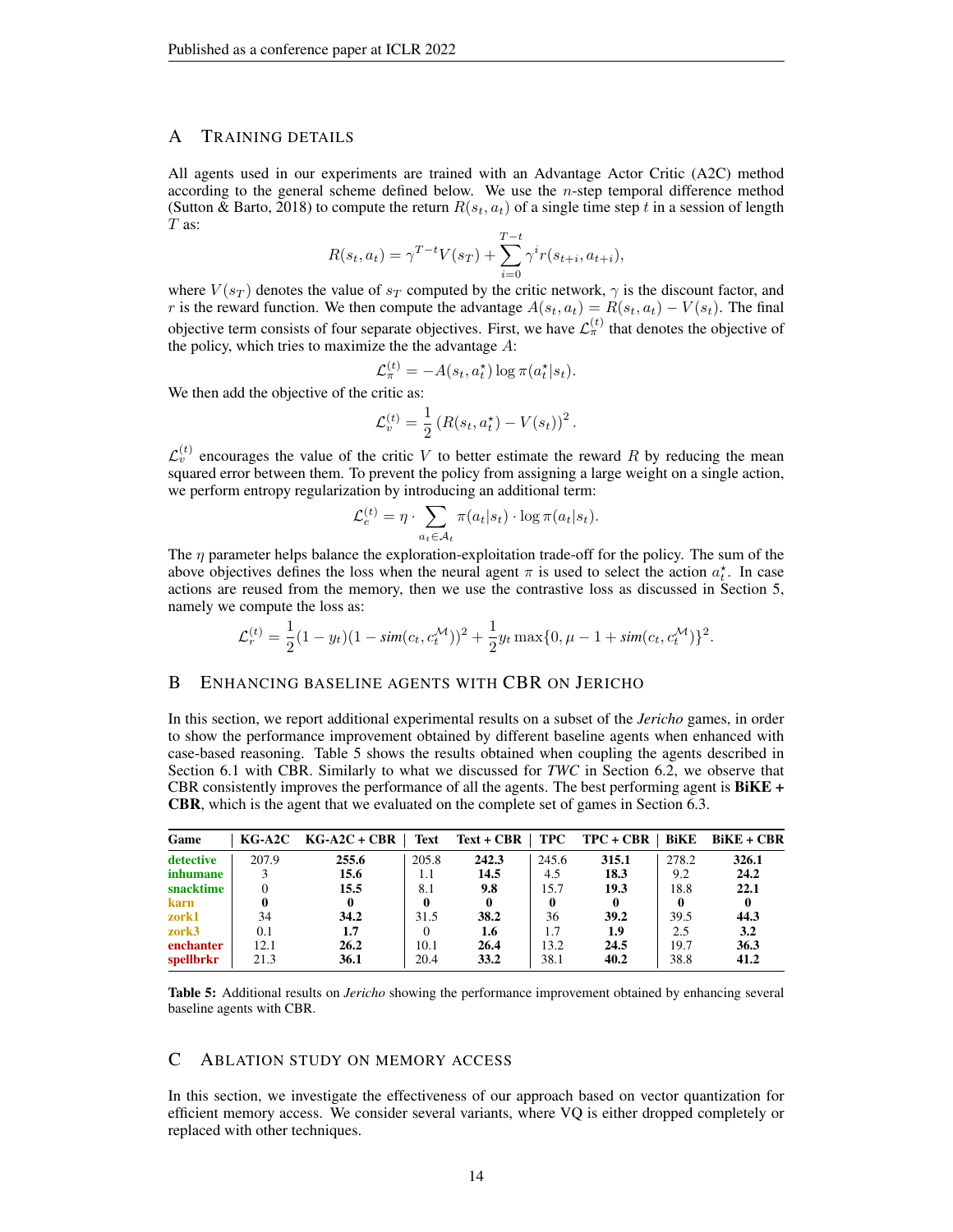## A Training details

All agents used in our experiments are trained with an Advantage Actor Critic (A2C) method according to the general scheme defined below. We use the $n$-step temporal difference method (Sutton & Barto, 2018) to compute the return $R(s_t, a_t)$ of a single time step $t$ in a session of length $T$ as:

$$R(s_t, a_t) = \gamma^{T-t} V(s_T) + \sum_{i=0}^{T-t} \gamma^i r(s_{t+i}, a_{t+i}),$$

where $V(s_T)$ denotes the value of $s_T$ computed by the critic network, $\gamma$ is the discount factor, and $r$ is the reward function. We then compute the advantage $A(s_t, a_t) = R(s_t, a_t) - V(s_t)$. The final objective term consists of four separate objectives. First, we have $\mathcal{L}_\pi^{(t)}$ that denotes the objective of the policy, which tries to maximize the the advantage $A$:

$$\mathcal{L}_\pi^{(t)} = -A(s_t, a_t^\star) \log \pi(a_t^\star | s_t).$$

We then add the objective of the critic as:

$$\mathcal{L}_v^{(t)} = \frac{1}{2} \left( R(s_t, a_t^\star) - V(s_t) \right)^2.$$

$\mathcal{L}_v^{(t)}$ encourages the value of the critic $V$ to better estimate the reward $R$ by reducing the mean squared error between them. To prevent the policy from assigning a large weight on a single action, we perform entropy regularization by introducing an additional term:

$$\mathcal{L}_e^{(t)} = \eta \cdot \sum_{a_t \in \mathcal{A}_t} \pi(a_t | s_t) \cdot \log \pi(a_t | s_t).$$

The $\eta$ parameter helps balance the exploration-exploitation trade-off for the policy. The sum of the above objectives defines the loss when the neural agent $\pi$ is used to select the action $a_t^\star$. In case actions are reused from the memory, then we use the contrastive loss as discussed in Section 5, namely we compute the loss as:

$$\mathcal{L}_r^{(t)} = \frac{1}{2}(1 - y_t)(1 - \mathit{sim}(c_t, c_t^{\mathcal{M}}))^2 + \frac{1}{2} y_t \max\{0, \mu - 1 + \mathit{sim}(c_t, c_t^{\mathcal{M}})\}^2.$$

## B Enhancing baseline agents with CBR on Jericho

In this section, we report additional experimental results on a subset of the *Jericho* games, in order to show the performance improvement obtained by different baseline agents when enhanced with case-based reasoning. Table 5 shows the results obtained when coupling the agents described in Section 6.1 with CBR. Similarly to what we discussed for *TWC* in Section 6.2, we observe that CBR consistently improves the performance of all the agents. The best performing agent is **BiKE + CBR**, which is the agent that we evaluated on the complete set of games in Section 6.3.

| Game | KG-A2C | KG-A2C + CBR | Text | Text + CBR | TPC | TPC + CBR | BiKE | BiKE + CBR |
|---|---|---|---|---|---|---|---|---|
| detective | 207.9 | **255.6** | 205.8 | **242.3** | 245.6 | **315.1** | 278.2 | **326.1** |
| inhumane | 3 | **15.6** | 1.1 | **14.5** | 4.5 | **18.3** | 9.2 | **24.2** |
| snacktime | 0 | **15.5** | 8.1 | **9.8** | 15.7 | **19.3** | 18.8 | **22.1** |
| karn | **0** | **0** | **0** | **0** | **0** | **0** | **0** | **0** |
| zork1 | 34 | **34.2** | 31.5 | **38.2** | 36 | **39.2** | 39.5 | **44.3** |
| zork3 | 0.1 | **1.7** | 0 | **1.6** | 1.7 | **1.9** | 2.5 | **3.2** |
| enchanter | 12.1 | **26.2** | 10.1 | **26.4** | 13.2 | **24.5** | 19.7 | **36.3** |
| spellbrkr | 21.3 | **36.1** | 20.4 | **33.2** | 38.1 | **40.2** | 38.8 | **41.2** |

**Table 5:** Additional results on *Jericho* showing the performance improvement obtained by enhancing several baseline agents with CBR.

## C Ablation study on memory access

In this section, we investigate the effectiveness of our approach based on vector quantization for efficient memory access. We consider several variants, where VQ is either dropped completely or replaced with other techniques.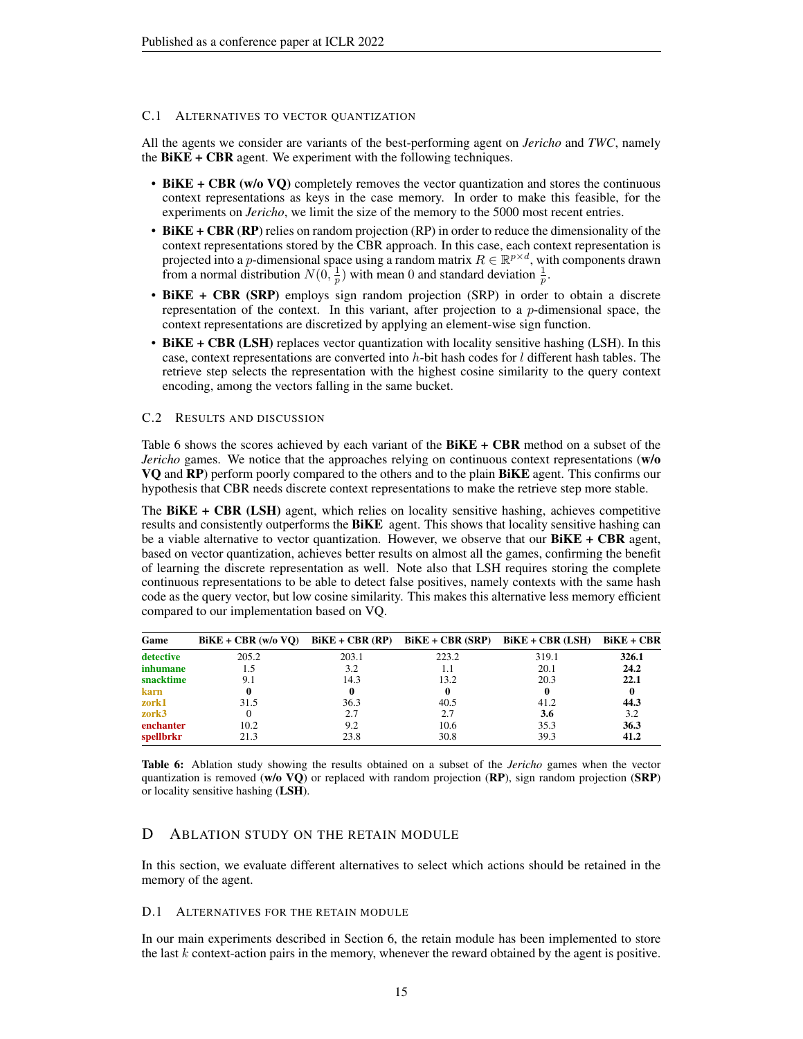### C.1 Alternatives to vector quantization

All the agents we consider are variants of the best-performing agent on *Jericho* and *TWC*, namely the **BiKE + CBR** agent. We experiment with the following techniques.

- **BiKE + CBR (w/o VQ)** completely removes the vector quantization and stores the continuous context representations as keys in the case memory. In order to make this feasible, for the experiments on *Jericho*, we limit the size of the memory to the 5000 most recent entries.
- **BiKE + CBR (RP)** relies on random projection (RP) in order to reduce the dimensionality of the context representations stored by the CBR approach. In this case, each context representation is projected into a $p$-dimensional space using a random matrix $R \in \mathbb{R}^{p \times d}$, with components drawn from a normal distribution $N(0, \frac{1}{p})$ with mean 0 and standard deviation $\frac{1}{p}$.
- **BiKE + CBR (SRP)** employs sign random projection (SRP) in order to obtain a discrete representation of the context. In this variant, after projection to a $p$-dimensional space, the context representations are discretized by applying an element-wise sign function.
- **BiKE + CBR (LSH)** replaces vector quantization with locality sensitive hashing (LSH). In this case, context representations are converted into $h$-bit hash codes for $l$ different hash tables. The retrieve step selects the representation with the highest cosine similarity to the query context encoding, among the vectors falling in the same bucket.

### C.2 Results and discussion

Table 6 shows the scores achieved by each variant of the **BiKE + CBR** method on a subset of the *Jericho* games. We notice that the approaches relying on continuous context representations (**w/o VQ** and **RP**) perform poorly compared to the others and to the plain **BiKE** agent. This confirms our hypothesis that CBR needs discrete context representations to make the retrieve step more stable.

The **BiKE + CBR (LSH)** agent, which relies on locality sensitive hashing, achieves competitive results and consistently outperforms the **BiKE** agent. This shows that locality sensitive hashing can be a viable alternative to vector quantization. However, we observe that our **BiKE + CBR** agent, based on vector quantization, achieves better results on almost all the games, confirming the benefit of learning the discrete representation as well. Note also that LSH requires storing the complete continuous representations to be able to detect false positives, namely contexts with the same hash code as the query vector, but low cosine similarity. This makes this alternative less memory efficient compared to our implementation based on VQ.

| Game | BiKE + CBR (w/o VQ) | BiKE + CBR (RP) | BiKE + CBR (SRP) | BiKE + CBR (LSH) | BiKE + CBR |
|---|---|---|---|---|---|
| detective | 205.2 | 203.1 | 223.2 | 319.1 | **326.1** |
| inhumane | 1.5 | 3.2 | 1.1 | 20.1 | **24.2** |
| snacktime | 9.1 | 14.3 | 13.2 | 20.3 | **22.1** |
| karn | **0** | **0** | **0** | **0** | **0** |
| zork1 | 31.5 | 36.3 | 40.5 | 41.2 | **44.3** |
| zork3 | 0 | 2.7 | 2.7 | **3.6** | 3.2 |
| enchanter | 10.2 | 9.2 | 10.6 | 35.3 | **36.3** |
| spellbrkr | 21.3 | 23.8 | 30.8 | 39.3 | **41.2** |

**Table 6:** Ablation study showing the results obtained on a subset of the *Jericho* games when the vector quantization is removed (**w/o VQ**) or replaced with random projection (**RP**), sign random projection (**SRP**) or locality sensitive hashing (**LSH**).

## D Ablation study on the retain module

In this section, we evaluate different alternatives to select which actions should be retained in the memory of the agent.

### D.1 Alternatives for the retain module

In our main experiments described in Section 6, the retain module has been implemented to store the last $k$ context-action pairs in the memory, whenever the reward obtained by the agent is positive.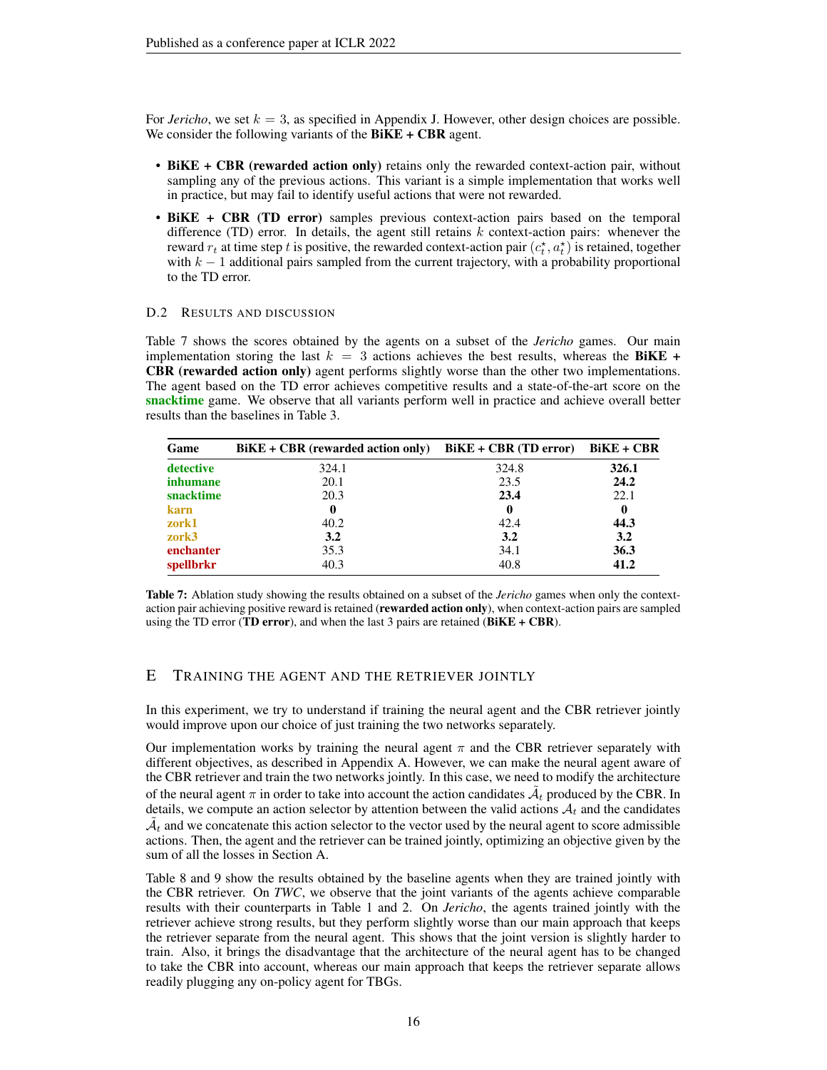For *Jericho*, we set $k = 3$, as specified in Appendix J. However, other design choices are possible. We consider the following variants of the **BiKE + CBR** agent.

- **BiKE + CBR (rewarded action only)** retains only the rewarded context-action pair, without sampling any of the previous actions. This variant is a simple implementation that works well in practice, but may fail to identify useful actions that were not rewarded.
- **BiKE + CBR (TD error)** samples previous context-action pairs based on the temporal difference (TD) error. In details, the agent still retains $k$ context-action pairs: whenever the reward $r_t$ at time step $t$ is positive, the rewarded context-action pair $(c_t^\star, a_t^\star)$ is retained, together with $k - 1$ additional pairs sampled from the current trajectory, with a probability proportional to the TD error.

### D.2 Results and Discussion

Table 7 shows the scores obtained by the agents on a subset of the *Jericho* games. Our main implementation storing the last $k = 3$ actions achieves the best results, whereas the **BiKE + CBR (rewarded action only)** agent performs slightly worse than the other two implementations. The agent based on the TD error achieves competitive results and a state-of-the-art score on the **snacktime** game. We observe that all variants perform well in practice and achieve overall better results than the baselines in Table 3.

| Game | BiKE + CBR (rewarded action only) | BiKE + CBR (TD error) | BiKE + CBR |
|---|---|---|---|
| **detective** | 324.1 | 324.8 | **326.1** |
| **inhumane** | 20.1 | 23.5 | **24.2** |
| **snacktime** | 20.3 | **23.4** | 22.1 |
| **karn** | **0** | **0** | **0** |
| **zork1** | 40.2 | 42.4 | **44.3** |
| **zork3** | **3.2** | **3.2** | **3.2** |
| **enchanter** | 35.3 | 34.1 | **36.3** |
| **spellbrkr** | 40.3 | 40.8 | **41.2** |

**Table 7:** Ablation study showing the results obtained on a subset of the *Jericho* games when only the context-action pair achieving positive reward is retained (**rewarded action only**), when context-action pairs are sampled using the TD error (**TD error**), and when the last 3 pairs are retained (**BiKE + CBR**).

## E Training the Agent and the Retriever Jointly

In this experiment, we try to understand if training the neural agent and the CBR retriever jointly would improve upon our choice of just training the two networks separately.

Our implementation works by training the neural agent $\pi$ and the CBR retriever separately with different objectives, as described in Appendix A. However, we can make the neural agent aware of the CBR retriever and train the two networks jointly. In this case, we need to modify the architecture of the neural agent $\pi$ in order to take into account the action candidates $\tilde{\mathcal{A}}_t$ produced by the CBR. In details, we compute an action selector by attention between the valid actions $\mathcal{A}_t$ and the candidates $\tilde{\mathcal{A}}_t$ and we concatenate this action selector to the vector used by the neural agent to score admissible actions. Then, the agent and the retriever can be trained jointly, optimizing an objective given by the sum of all the losses in Section A.

Table 8 and 9 show the results obtained by the baseline agents when they are trained jointly with the CBR retriever. On *TWC*, we observe that the joint variants of the agents achieve comparable results with their counterparts in Table 1 and 2. On *Jericho*, the agents trained jointly with the retriever achieve strong results, but they perform slightly worse than our main approach that keeps the retriever separate from the neural agent. This shows that the joint version is slightly harder to train. Also, it brings the disadvantage that the architecture of the neural agent has to be changed to take the CBR into account, whereas our main approach that keeps the retriever separate allows readily plugging any on-policy agent for TBGs.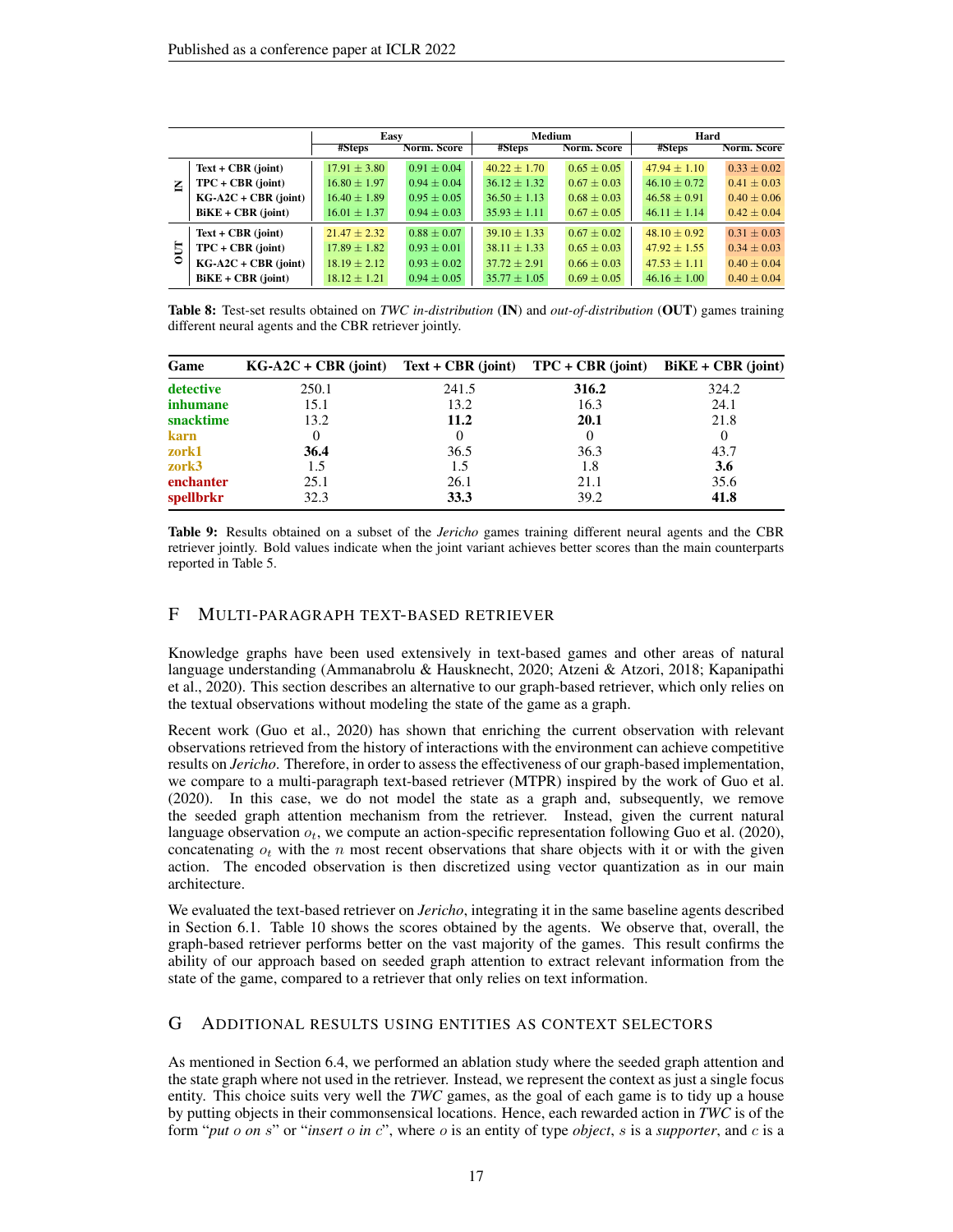| | | Easy | | Medium | | Hard | |
|---|---|---|---|---|---|---|---|
| | | #Steps | Norm. Score | #Steps | Norm. Score | #Steps | Norm. Score |
| IN | Text + CBR (joint) | $17.91 \pm 3.80$ | $0.91 \pm 0.04$ | $40.22 \pm 1.70$ | $0.65 \pm 0.05$ | $47.94 \pm 1.10$ | $0.33 \pm 0.02$ |
| | TPC + CBR (joint) | $16.80 \pm 1.97$ | $0.94 \pm 0.04$ | $36.12 \pm 1.32$ | $0.67 \pm 0.03$ | $46.10 \pm 0.72$ | $0.41 \pm 0.03$ |
| | KG-A2C + CBR (joint) | $16.40 \pm 1.89$ | $0.95 \pm 0.05$ | $36.50 \pm 1.13$ | $0.68 \pm 0.03$ | $46.58 \pm 0.91$ | $0.40 \pm 0.06$ |
| | BiKE + CBR (joint) | $16.01 \pm 1.37$ | $0.94 \pm 0.03$ | $35.93 \pm 1.11$ | $0.67 \pm 0.05$ | $46.11 \pm 1.14$ | $0.42 \pm 0.04$ |
| OUT | Text + CBR (joint) | $21.47 \pm 2.32$ | $0.88 \pm 0.07$ | $39.10 \pm 1.33$ | $0.67 \pm 0.02$ | $48.10 \pm 0.92$ | $0.31 \pm 0.03$ |
| | TPC + CBR (joint) | $17.89 \pm 1.82$ | $0.93 \pm 0.01$ | $38.11 \pm 1.33$ | $0.65 \pm 0.03$ | $47.92 \pm 1.55$ | $0.34 \pm 0.03$ |
| | KG-A2C + CBR (joint) | $18.19 \pm 2.12$ | $0.93 \pm 0.02$ | $37.72 \pm 2.91$ | $0.66 \pm 0.03$ | $47.53 \pm 1.11$ | $0.40 \pm 0.04$ |
| | BiKE + CBR (joint) | $18.12 \pm 1.21$ | $0.94 \pm 0.05$ | $35.77 \pm 1.05$ | $0.69 \pm 0.05$ | $46.16 \pm 1.00$ | $0.40 \pm 0.04$ |

**Table 8:** Test-set results obtained on *TWC in-distribution* (**IN**) and *out-of-distribution* (**OUT**) games training different neural agents and the CBR retriever jointly.

| Game | KG-A2C + CBR (joint) | Text + CBR (joint) | TPC + CBR (joint) | BiKE + CBR (joint) |
|---|---|---|---|---|
| detective | 250.1 | 241.5 | **316.2** | 324.2 |
| inhumane | 15.1 | 13.2 | 16.3 | 24.1 |
| snacktime | 13.2 | **11.2** | **20.1** | 21.8 |
| karn | 0 | 0 | 0 | 0 |
| zork1 | **36.4** | 36.5 | 36.3 | 43.7 |
| zork3 | 1.5 | 1.5 | 1.8 | **3.6** |
| enchanter | 25.1 | 26.1 | 21.1 | 35.6 |
| spellbrkr | 32.3 | **33.3** | 39.2 | **41.8** |

**Table 9:** Results obtained on a subset of the *Jericho* games training different neural agents and the CBR retriever jointly. Bold values indicate when the joint variant achieves better scores than the main counterparts reported in Table 5.

## F Multi-paragraph text-based retriever

Knowledge graphs have been used extensively in text-based games and other areas of natural language understanding (Ammanabrolu & Hausknecht, 2020; Atzeni & Atzori, 2018; Kapanipathi et al., 2020). This section describes an alternative to our graph-based retriever, which only relies on the textual observations without modeling the state of the game as a graph.

Recent work (Guo et al., 2020) has shown that enriching the current observation with relevant observations retrieved from the history of interactions with the environment can achieve competitive results on *Jericho*. Therefore, in order to assess the effectiveness of our graph-based implementation, we compare to a multi-paragraph text-based retriever (MTPR) inspired by the work of Guo et al. (2020). In this case, we do not model the state as a graph and, subsequently, we remove the seeded graph attention mechanism from the retriever. Instead, given the current natural language observation $o_t$, we compute an action-specific representation following Guo et al. (2020), concatenating $o_t$ with the $n$ most recent observations that share objects with it or with the given action. The encoded observation is then discretized using vector quantization as in our main architecture.

We evaluated the text-based retriever on *Jericho*, integrating it in the same baseline agents described in Section 6.1. Table 10 shows the scores obtained by the agents. We observe that, overall, the graph-based retriever performs better on the vast majority of the games. This result confirms the ability of our approach based on seeded graph attention to extract relevant information from the state of the game, compared to a retriever that only relies on text information.

## G Additional results using entities as context selectors

As mentioned in Section 6.4, we performed an ablation study where the seeded graph attention and the state graph where not used in the retriever. Instead, we represent the context as just a single focus entity. This choice suits very well the *TWC* games, as the goal of each game is to tidy up a house by putting objects in their commonsensical locations. Hence, each rewarded action in *TWC* is of the form "*put $o$ on $s$*" or "*insert $o$ in $c$*", where $o$ is an entity of type *object*, $s$ is a *supporter*, and $c$ is a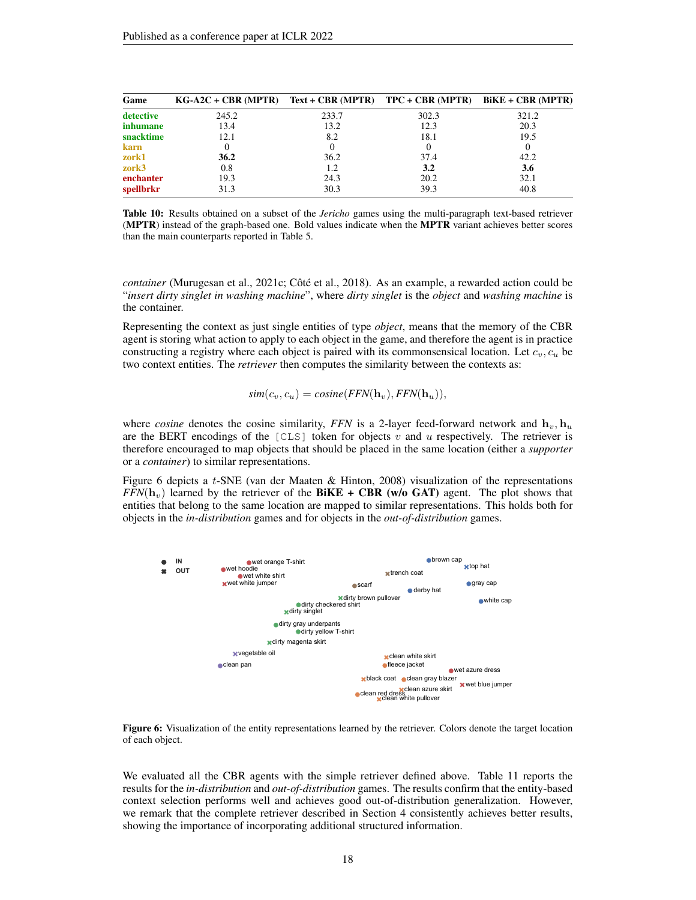| Game | KG-A2C + CBR (MPTR) | Text + CBR (MPTR) | TPC + CBR (MPTR) | BiKE + CBR (MPTR) |
|---|---|---|---|---|
| detective | 245.2 | 233.7 | 302.3 | 321.2 |
| inhumane | 13.4 | 13.2 | 12.3 | 20.3 |
| snacktime | 12.1 | 8.2 | 18.1 | 19.5 |
| karn | 0 | 0 | 0 | 0 |
| zork1 | **36.2** | 36.2 | 37.4 | 42.2 |
| zork3 | 0.8 | 1.2 | **3.2** | **3.6** |
| enchanter | 19.3 | 24.3 | 20.2 | 32.1 |
| spellbrkr | 31.3 | 30.3 | 39.3 | 40.8 |

**Table 10:** Results obtained on a subset of the *Jericho* games using the multi-paragraph text-based retriever (**MPTR**) instead of the graph-based one. Bold values indicate when the **MPTR** variant achieves better scores than the main counterparts reported in Table 5.

*container* (Murugesan et al., 2021c; Côté et al., 2018). As an example, a rewarded action could be "*insert dirty singlet in washing machine*", where *dirty singlet* is the *object* and *washing machine* is the container.

Representing the context as just single entities of type *object*, means that the memory of the CBR agent is storing what action to apply to each object in the game, and therefore the agent is in practice constructing a registry where each object is paired with its commonsensical location. Let $c_v, c_u$ be two context entities. The *retriever* then computes the similarity between the contexts as:

$$sim(c_v, c_u) = cosine(FFN(\mathbf{h}_v), FFN(\mathbf{h}_u)),$$

where *cosine* denotes the cosine similarity, *FFN* is a 2-layer feed-forward network and $\mathbf{h}_v, \mathbf{h}_u$ are the BERT encodings of the `[CLS]` token for objects $v$ and $u$ respectively. The retriever is therefore encouraged to map objects that should be placed in the same location (either a *supporter* or a *container*) to similar representations.

Figure 6 depicts a $t$-SNE (van der Maaten & Hinton, 2008) visualization of the representations $FFN(\mathbf{h}_v)$ learned by the retriever of the **BiKE + CBR (w/o GAT)** agent. The plot shows that entities that belong to the same location are mapped to similar representations. This holds both for objects in the *in-distribution* games and for objects in the *out-of-distribution* games.

**Figure 6:** Visualization of the entity representations learned by the retriever. Colors denote the target location of each object.

We evaluated all the CBR agents with the simple retriever defined above. Table 11 reports the results for the *in-distribution* and *out-of-distribution* games. The results confirm that the entity-based context selection performs well and achieves good out-of-distribution generalization. However, we remark that the complete retriever described in Section 4 consistently achieves better results, showing the importance of incorporating additional structured information.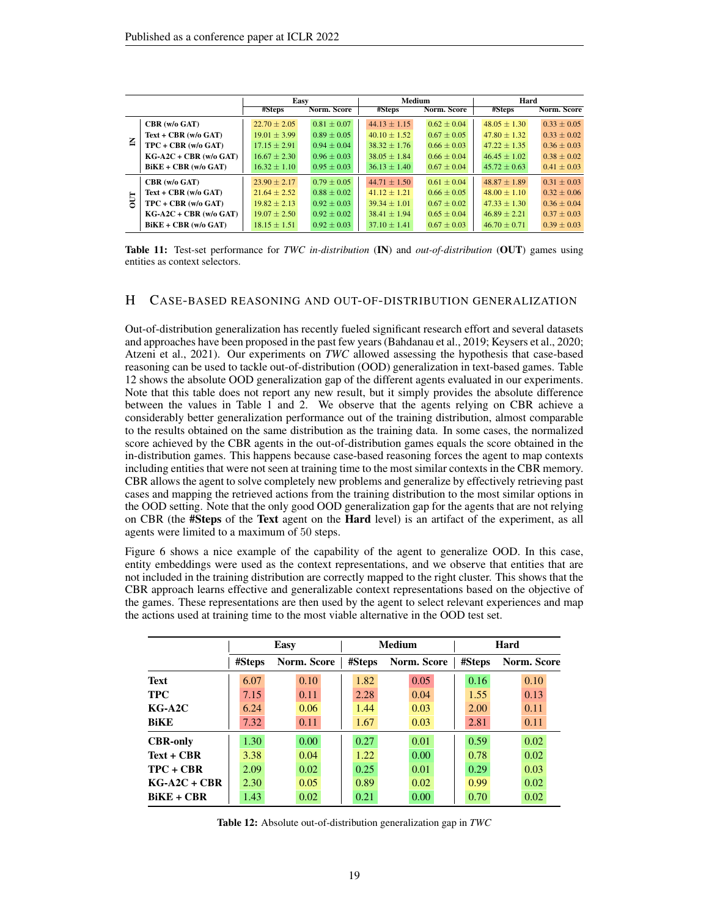| | | Easy | | Medium | | Hard | |
|---|---|---|---|---|---|---|---|
| | | #Steps | Norm. Score | #Steps | Norm. Score | #Steps | Norm. Score |
| IN | CBR (w/o GAT) | 22.70 ± 2.05 | 0.81 ± 0.07 | 44.13 ± 1.15 | 0.62 ± 0.04 | 48.05 ± 1.30 | 0.33 ± 0.05 |
| | Text + CBR (w/o GAT) | 19.01 ± 3.99 | 0.89 ± 0.05 | 40.10 ± 1.52 | 0.67 ± 0.05 | 47.80 ± 1.32 | 0.33 ± 0.02 |
| | TPC + CBR (w/o GAT) | 17.15 ± 2.91 | 0.94 ± 0.04 | 38.32 ± 1.76 | 0.66 ± 0.03 | 47.22 ± 1.35 | 0.36 ± 0.03 |
| | KG-A2C + CBR (w/o GAT) | 16.67 ± 2.30 | 0.96 ± 0.03 | 38.05 ± 1.84 | 0.66 ± 0.04 | 46.45 ± 1.02 | 0.38 ± 0.02 |
| | BiKE + CBR (w/o GAT) | 16.32 ± 1.10 | 0.95 ± 0.03 | 36.13 ± 1.40 | 0.67 ± 0.04 | 45.72 ± 0.63 | 0.41 ± 0.03 |
| OUT | CBR (w/o GAT) | 23.90 ± 2.17 | 0.79 ± 0.05 | 44.71 ± 1.50 | 0.61 ± 0.04 | 48.87 ± 1.89 | 0.31 ± 0.03 |
| | Text + CBR (w/o GAT) | 21.64 ± 2.52 | 0.88 ± 0.02 | 41.12 ± 1.21 | 0.66 ± 0.05 | 48.00 ± 1.10 | 0.32 ± 0.06 |
| | TPC + CBR (w/o GAT) | 19.82 ± 2.13 | 0.92 ± 0.03 | 39.34 ± 1.01 | 0.67 ± 0.02 | 47.33 ± 1.30 | 0.36 ± 0.04 |
| | KG-A2C + CBR (w/o GAT) | 19.07 ± 2.50 | 0.92 ± 0.02 | 38.41 ± 1.94 | 0.65 ± 0.04 | 46.89 ± 2.21 | 0.37 ± 0.03 |
| | BiKE + CBR (w/o GAT) | 18.15 ± 1.51 | 0.92 ± 0.03 | 37.10 ± 1.41 | 0.67 ± 0.03 | 46.70 ± 0.71 | 0.39 ± 0.03 |

**Table 11:** Test-set performance for *TWC in-distribution* (**IN**) and *out-of-distribution* (**OUT**) games using entities as context selectors.

## H Case-based reasoning and out-of-distribution generalization

Out-of-distribution generalization has recently fueled significant research effort and several datasets and approaches have been proposed in the past few years (Bahdanau et al., 2019; Keysers et al., 2020; Atzeni et al., 2021). Our experiments on *TWC* allowed assessing the hypothesis that case-based reasoning can be used to tackle out-of-distribution (OOD) generalization in text-based games. Table 12 shows the absolute OOD generalization gap of the different agents evaluated in our experiments. Note that this table does not report any new result, but it simply provides the absolute difference between the values in Table 1 and 2. We observe that the agents relying on CBR achieve a considerably better generalization performance out of the training distribution, almost comparable to the results obtained on the same distribution as the training data. In some cases, the normalized score achieved by the CBR agents in the out-of-distribution games equals the score obtained in the in-distribution games. This happens because case-based reasoning forces the agent to map contexts including entities that were not seen at training time to the most similar contexts in the CBR memory. CBR allows the agent to solve completely new problems and generalize by effectively retrieving past cases and mapping the retrieved actions from the training distribution to the most similar options in the OOD setting. Note that the only good OOD generalization gap for the agents that are not relying on CBR (the **#Steps** of the **Text** agent on the **Hard** level) is an artifact of the experiment, as all agents were limited to a maximum of 50 steps.

Figure 6 shows a nice example of the capability of the agent to generalize OOD. In this case, entity embeddings were used as the context representations, and we observe that entities that are not included in the training distribution are correctly mapped to the right cluster. This shows that the CBR approach learns effective and generalizable context representations based on the objective of the games. These representations are then used by the agent to select relevant experiences and map the actions used at training time to the most viable alternative in the OOD test set.

| | Easy | | Medium | | Hard | |
|---|---|---|---|---|---|---|
| | #Steps | Norm. Score | #Steps | Norm. Score | #Steps | Norm. Score |
| **Text** | 6.07 | 0.10 | 1.82 | 0.05 | 0.16 | 0.10 |
| **TPC** | 7.15 | 0.11 | 2.28 | 0.04 | 1.55 | 0.13 |
| **KG-A2C** | 6.24 | 0.06 | 1.44 | 0.03 | 2.00 | 0.11 |
| **BiKE** | 7.32 | 0.11 | 1.67 | 0.03 | 2.81 | 0.11 |
| **CBR-only** | 1.30 | 0.00 | 0.27 | 0.01 | 0.59 | 0.02 |
| **Text + CBR** | 3.38 | 0.04 | 1.22 | 0.00 | 0.78 | 0.02 |
| **TPC + CBR** | 2.09 | 0.02 | 0.25 | 0.01 | 0.29 | 0.03 |
| **KG-A2C + CBR** | 2.30 | 0.05 | 0.89 | 0.02 | 0.99 | 0.02 |
| **BiKE + CBR** | 1.43 | 0.02 | 0.21 | 0.00 | 0.70 | 0.02 |

**Table 12:** Absolute out-of-distribution generalization gap in *TWC*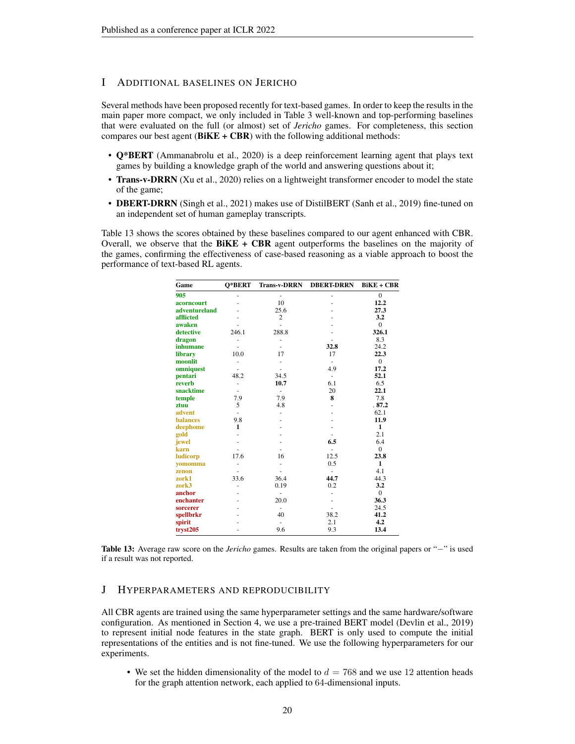# I Additional baselines on Jericho

Several methods have been proposed recently for text-based games. In order to keep the results in the main paper more compact, we only included in Table 3 well-known and top-performing baselines that were evaluated on the full (or almost) set of *Jericho* games. For completeness, this section compares our best agent (**BiKE + CBR**) with the following additional methods:

- **Q*BERT** (Ammanabrolu et al., 2020) is a deep reinforcement learning agent that plays text games by building a knowledge graph of the world and answering questions about it;
- **Trans-v-DRRN** (Xu et al., 2020) relies on a lightweight transformer encoder to model the state of the game;
- **DBERT-DRRN** (Singh et al., 2021) makes use of DistilBERT (Sanh et al., 2019) fine-tuned on an independent set of human gameplay transcripts.

Table 13 shows the scores obtained by these baselines compared to our agent enhanced with CBR. Overall, we observe that the **BiKE + CBR** agent outperforms the baselines on the majority of the games, confirming the effectiveness of case-based reasoning as a viable approach to boost the performance of text-based RL agents.

| Game | Q*BERT | Trans-v-DRRN | DBERT-DRRN | BiKE + CBR |
|---|---|---|---|---|
| 905 | - | - | - | 0 |
| acorncourt | - | 10 | - | **12.2** |
| adventureland | - | 25.6 | - | **27.3** |
| afflicted | - | 2 | - | **3.2** |
| awaken | - | - | - | 0 |
| detective | 246.1 | 288.8 | - | **326.1** |
| dragon | - | - | - | 8.3 |
| inhumane | - | - | **32.8** | 24.2 |
| library | 10.0 | 17 | 17 | **22.3** |
| moonlit | - | - | - | 0 |
| omniquest | - | - | 4.9 | **17.2** |
| pentari | 48.2 | 34.5 | - | **52.1** |
| reverb | - | **10.7** | 6.1 | 6.5 |
| snacktime | - | - | 20 | **22.1** |
| temple | 7.9 | 7.9 | **8** | 7.8 |
| ztuu | 5 | 4.8 | - | . **87.2** |
| advent | - | - | - | 62.1 |
| balances | 9.8 | - | - | **11.9** |
| deephome | **1** | - | - | **1** |
| gold | - | - | - | 2.1 |
| jewel | - | - | **6.5** | 6.4 |
| karn | - | - | - | 0 |
| ludicorp | 17.6 | 16 | 12.5 | **23.8** |
| yomomma | - | - | 0.5 | **1** |
| zenon | - | - | - | 4.1 |
| zork1 | 33.6 | 36.4 | **44.7** | 44.3 |
| zork3 | - | 0.19 | 0.2 | **3.2** |
| anchor | - | - | - | 0 |
| enchanter | - | 20.0 | - | **36.3** |
| sorcerer | - | - | - | 24.5 |
| spellbrkr | - | 40 | 38.2 | **41.2** |
| spirit | - | - | 2.1 | **4.2** |
| tryst205 | - | 9.6 | 9.3 | **13.4** |

**Table 13:** Average raw score on the *Jericho* games. Results are taken from the original papers or "−" is used if a result was not reported.

# J Hyperparameters and reproducibility

All CBR agents are trained using the same hyperparameter settings and the same hardware/software configuration. As mentioned in Section 4, we use a pre-trained BERT model (Devlin et al., 2019) to represent initial node features in the state graph. BERT is only used to compute the initial representations of the entities and is not fine-tuned. We use the following hyperparameters for our experiments.

- We set the hidden dimensionality of the model to $d = 768$ and we use 12 attention heads for the graph attention network, each applied to 64-dimensional inputs.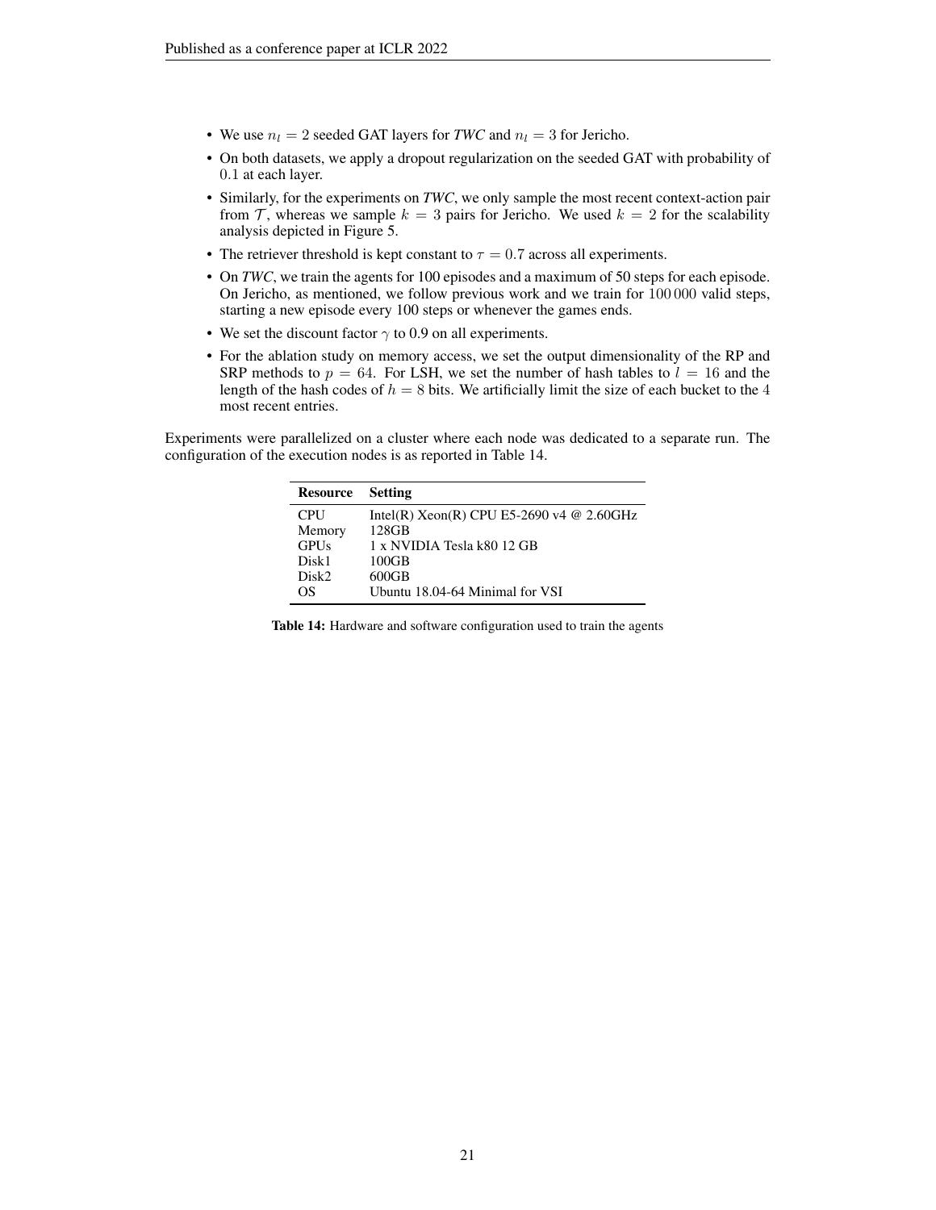- We use $n_l = 2$ seeded GAT layers for ***TWC*** and $n_l = 3$ for Jericho.
- On both datasets, we apply a dropout regularization on the seeded GAT with probability of $0.1$ at each layer.
- Similarly, for the experiments on ***TWC***, we only sample the most recent context-action pair from $\mathcal{T}$, whereas we sample $k = 3$ pairs for Jericho. We used $k = 2$ for the scalability analysis depicted in Figure 5.
- The retriever threshold is kept constant to $\tau = 0.7$ across all experiments.
- On ***TWC***, we train the agents for 100 episodes and a maximum of 50 steps for each episode. On Jericho, as mentioned, we follow previous work and we train for $100\,000$ valid steps, starting a new episode every 100 steps or whenever the games ends.
- We set the discount factor $\gamma$ to 0.9 on all experiments.
- For the ablation study on memory access, we set the output dimensionality of the RP and SRP methods to $p = 64$. For LSH, we set the number of hash tables to $l = 16$ and the length of the hash codes of $h = 8$ bits. We artificially limit the size of each bucket to the $4$ most recent entries.

Experiments were parallelized on a cluster where each node was dedicated to a separate run. The configuration of the execution nodes is as reported in Table 14.

| Resource | Setting |
|---|---|
| CPU | Intel(R) Xeon(R) CPU E5-2690 v4 @ 2.60GHz |
| Memory | 128GB |
| GPUs | 1 x NVIDIA Tesla k80 12 GB |
| Disk1 | 100GB |
| Disk2 | 600GB |
| OS | Ubuntu 18.04-64 Minimal for VSI |

**Table 14:** Hardware and software configuration used to train the agents